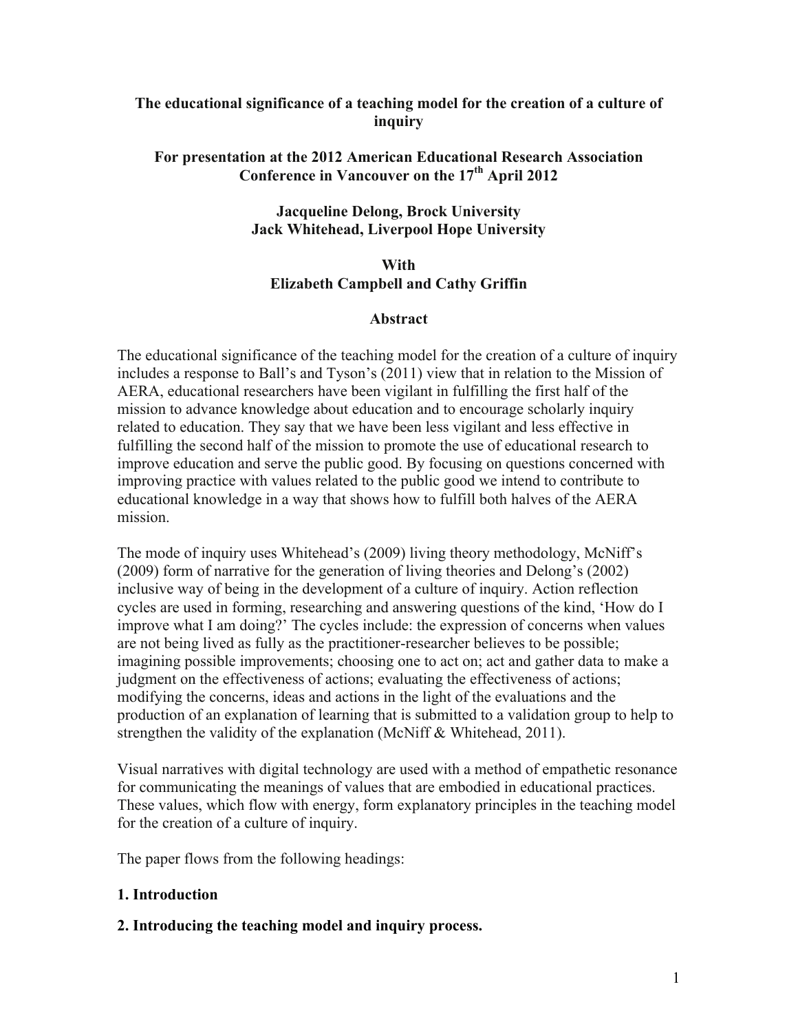# The educational significance of a teaching model for the creation of a culture of inquiry

**For presentation at the 2012 American Educational Research Association Conference in Vancouver on the 17th April 2012**

**Jacqueline Delong, Brock University**
**Jack Whitehead, Liverpool Hope University**

**With**
**Elizabeth Campbell and Cathy Griffin**

## Abstract

The educational significance of the teaching model for the creation of a culture of inquiry includes a response to Ball's and Tyson's (2011) view that in relation to the Mission of AERA, educational researchers have been vigilant in fulfilling the first half of the mission to advance knowledge about education and to encourage scholarly inquiry related to education. They say that we have been less vigilant and less effective in fulfilling the second half of the mission to promote the use of educational research to improve education and serve the public good. By focusing on questions concerned with improving practice with values related to the public good we intend to contribute to educational knowledge in a way that shows how to fulfill both halves of the AERA mission.

The mode of inquiry uses Whitehead's (2009) living theory methodology, McNiff's (2009) form of narrative for the generation of living theories and Delong's (2002) inclusive way of being in the development of a culture of inquiry. Action reflection cycles are used in forming, researching and answering questions of the kind, 'How do I improve what I am doing?' The cycles include: the expression of concerns when values are not being lived as fully as the practitioner-researcher believes to be possible; imagining possible improvements; choosing one to act on; act and gather data to make a judgment on the effectiveness of actions; evaluating the effectiveness of actions; modifying the concerns, ideas and actions in the light of the evaluations and the production of an explanation of learning that is submitted to a validation group to help to strengthen the validity of the explanation (McNiff & Whitehead, 2011).

Visual narratives with digital technology are used with a method of empathetic resonance for communicating the meanings of values that are embodied in educational practices. These values, which flow with energy, form explanatory principles in the teaching model for the creation of a culture of inquiry.

The paper flows from the following headings:

**1. Introduction**

**2. Introducing the teaching model and inquiry process.**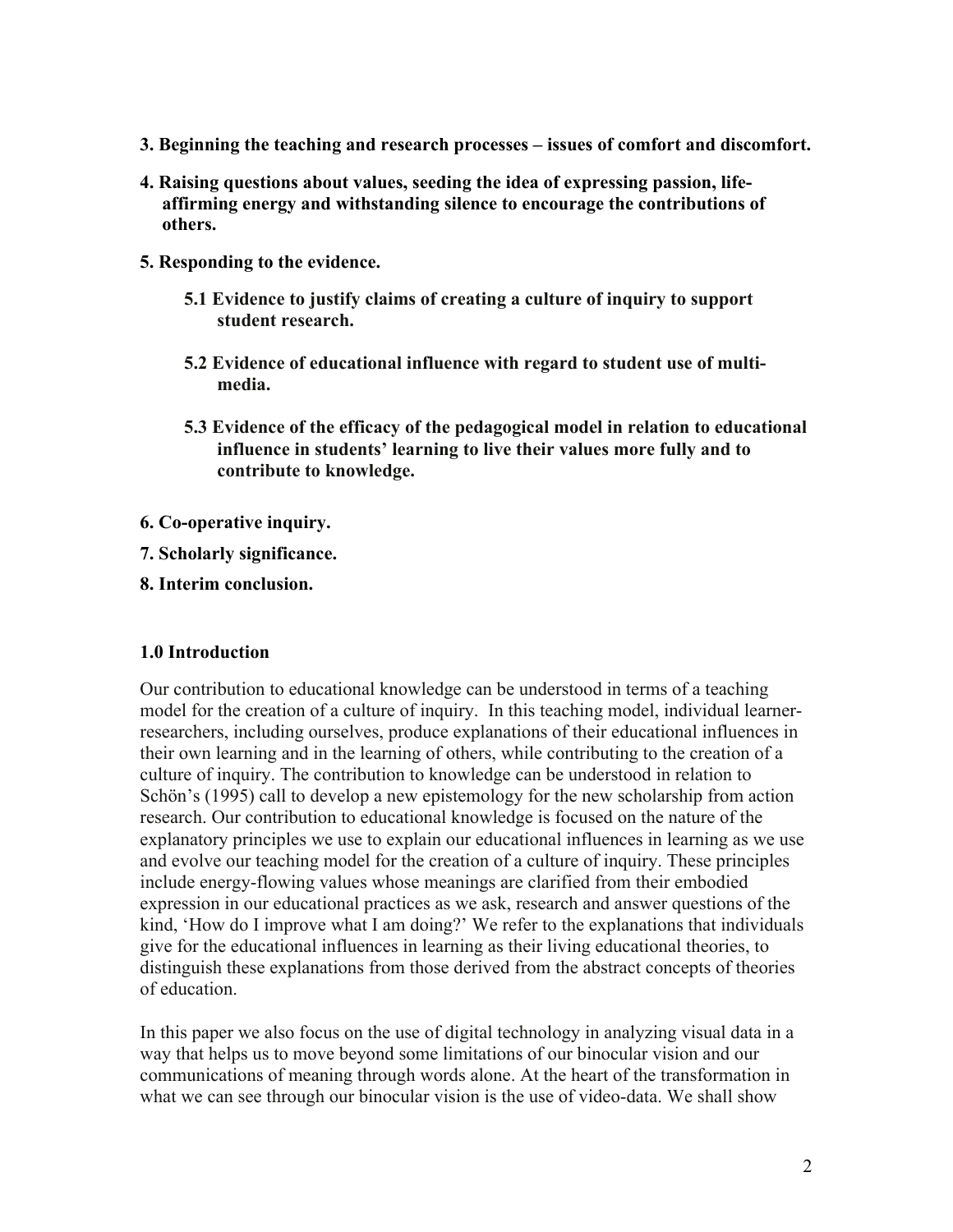**3. Beginning the teaching and research processes – issues of comfort and discomfort.**

**4. Raising questions about values, seeding the idea of expressing passion, life-affirming energy and withstanding silence to encourage the contributions of others.**

**5. Responding to the evidence.**

**5.1 Evidence to justify claims of creating a culture of inquiry to support student research.**

**5.2 Evidence of educational influence with regard to student use of multi-media.**

**5.3 Evidence of the efficacy of the pedagogical model in relation to educational influence in students' learning to live their values more fully and to contribute to knowledge.**

**6. Co-operative inquiry.**

**7. Scholarly significance.**

**8. Interim conclusion.**

## 1.0 Introduction

Our contribution to educational knowledge can be understood in terms of a teaching model for the creation of a culture of inquiry. In this teaching model, individual learner-researchers, including ourselves, produce explanations of their educational influences in their own learning and in the learning of others, while contributing to the creation of a culture of inquiry. The contribution to knowledge can be understood in relation to Schön's (1995) call to develop a new epistemology for the new scholarship from action research. Our contribution to educational knowledge is focused on the nature of the explanatory principles we use to explain our educational influences in learning as we use and evolve our teaching model for the creation of a culture of inquiry. These principles include energy-flowing values whose meanings are clarified from their embodied expression in our educational practices as we ask, research and answer questions of the kind, 'How do I improve what I am doing?' We refer to the explanations that individuals give for the educational influences in learning as their living educational theories, to distinguish these explanations from those derived from the abstract concepts of theories of education.

In this paper we also focus on the use of digital technology in analyzing visual data in a way that helps us to move beyond some limitations of our binocular vision and our communications of meaning through words alone. At the heart of the transformation in what we can see through our binocular vision is the use of video-data. We shall show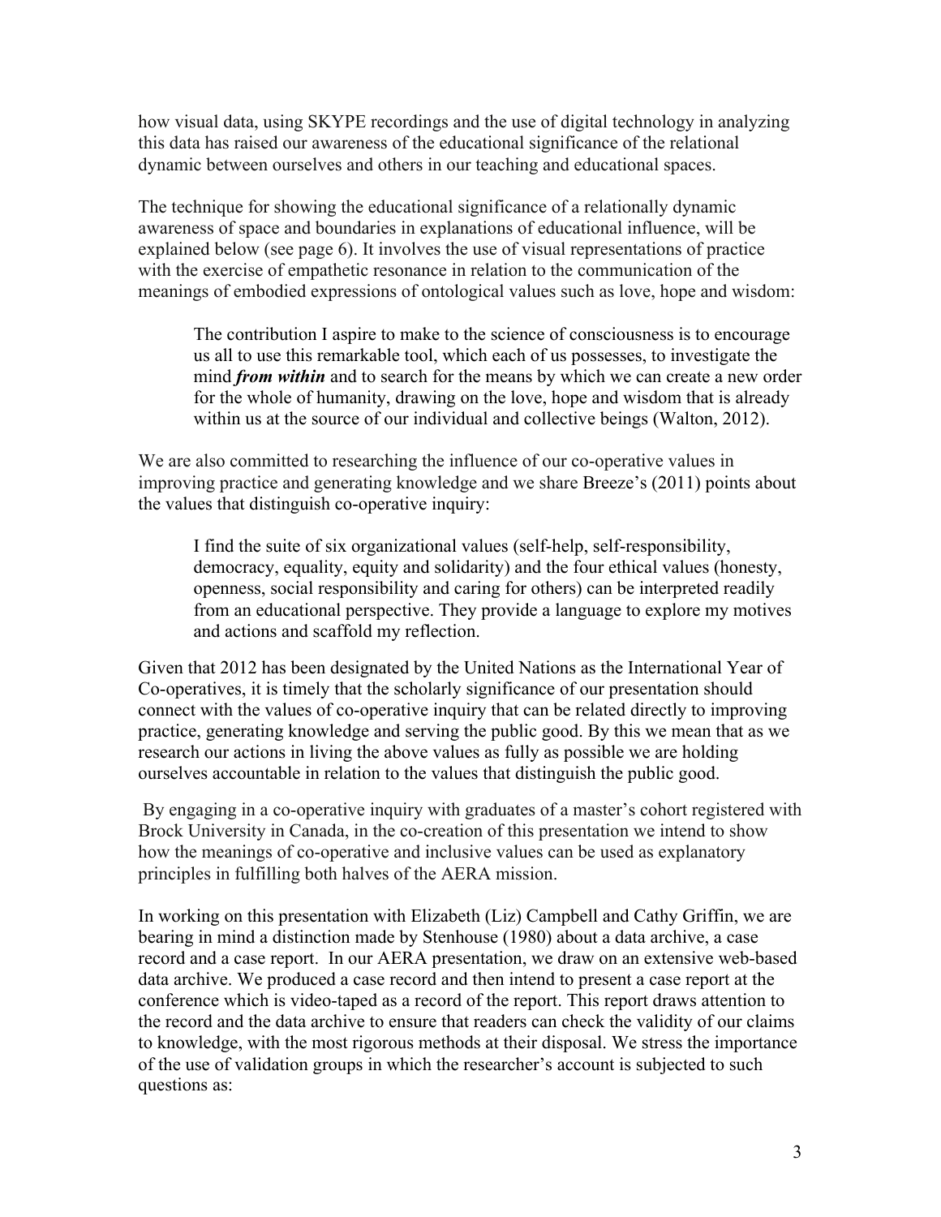how visual data, using SKYPE recordings and the use of digital technology in analyzing this data has raised our awareness of the educational significance of the relational dynamic between ourselves and others in our teaching and educational spaces.

The technique for showing the educational significance of a relationally dynamic awareness of space and boundaries in explanations of educational influence, will be explained below (see page 6). It involves the use of visual representations of practice with the exercise of empathetic resonance in relation to the communication of the meanings of embodied expressions of ontological values such as love, hope and wisdom:

> The contribution I aspire to make to the science of consciousness is to encourage us all to use this remarkable tool, which each of us possesses, to investigate the mind ***from within*** and to search for the means by which we can create a new order for the whole of humanity, drawing on the love, hope and wisdom that is already within us at the source of our individual and collective beings (Walton, 2012).

We are also committed to researching the influence of our co-operative values in improving practice and generating knowledge and we share Breeze's (2011) points about the values that distinguish co-operative inquiry:

> I find the suite of six organizational values (self-help, self-responsibility, democracy, equality, equity and solidarity) and the four ethical values (honesty, openness, social responsibility and caring for others) can be interpreted readily from an educational perspective. They provide a language to explore my motives and actions and scaffold my reflection.

Given that 2012 has been designated by the United Nations as the International Year of Co-operatives, it is timely that the scholarly significance of our presentation should connect with the values of co-operative inquiry that can be related directly to improving practice, generating knowledge and serving the public good. By this we mean that as we research our actions in living the above values as fully as possible we are holding ourselves accountable in relation to the values that distinguish the public good.

By engaging in a co-operative inquiry with graduates of a master's cohort registered with Brock University in Canada, in the co-creation of this presentation we intend to show how the meanings of co-operative and inclusive values can be used as explanatory principles in fulfilling both halves of the AERA mission.

In working on this presentation with Elizabeth (Liz) Campbell and Cathy Griffin, we are bearing in mind a distinction made by Stenhouse (1980) about a data archive, a case record and a case report. In our AERA presentation, we draw on an extensive web-based data archive. We produced a case record and then intend to present a case report at the conference which is video-taped as a record of the report. This report draws attention to the record and the data archive to ensure that readers can check the validity of our claims to knowledge, with the most rigorous methods at their disposal. We stress the importance of the use of validation groups in which the researcher's account is subjected to such questions as: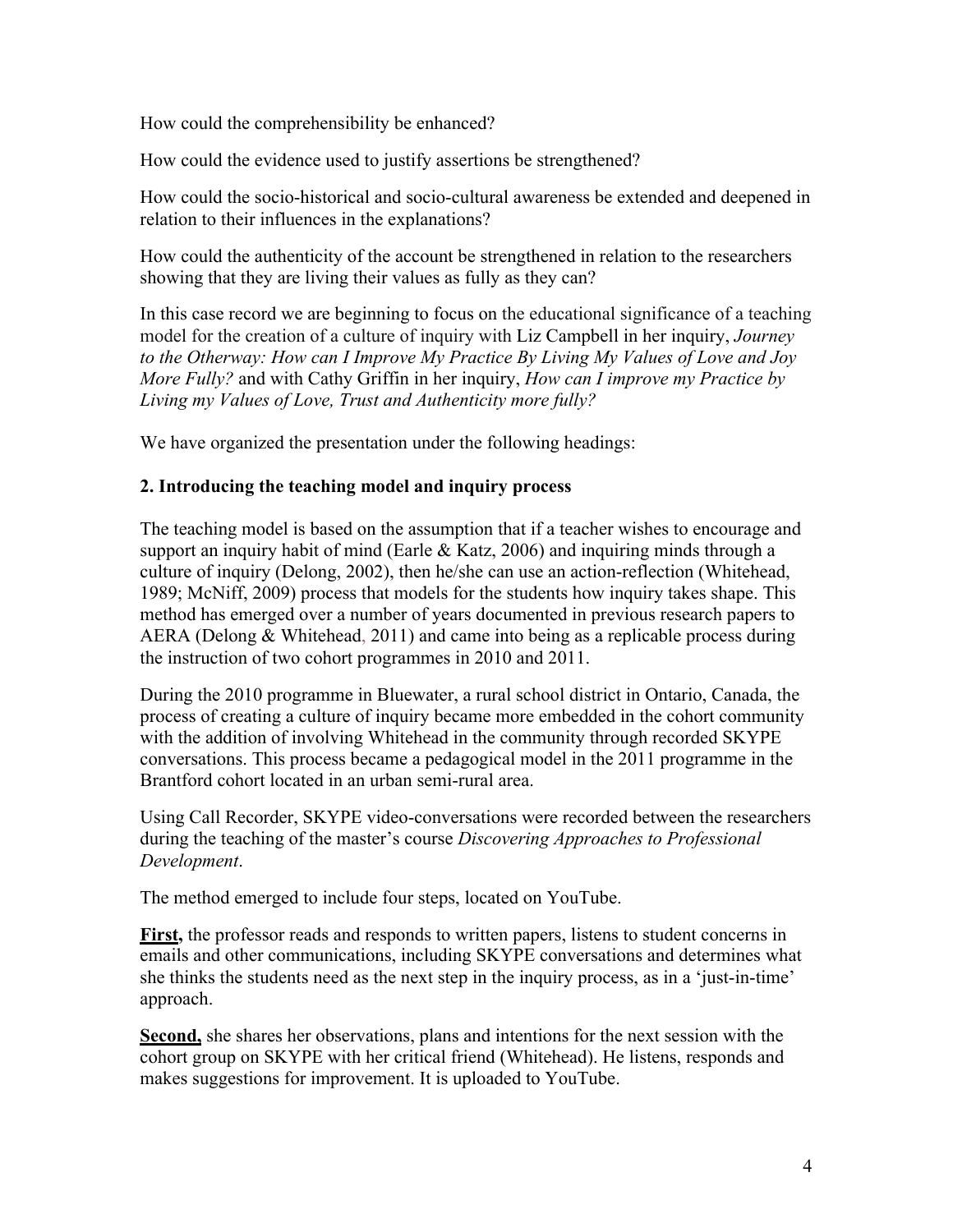How could the comprehensibility be enhanced?

How could the evidence used to justify assertions be strengthened?

How could the socio-historical and socio-cultural awareness be extended and deepened in relation to their influences in the explanations?

How could the authenticity of the account be strengthened in relation to the researchers showing that they are living their values as fully as they can?

In this case record we are beginning to focus on the educational significance of a teaching model for the creation of a culture of inquiry with Liz Campbell in her inquiry, *Journey to the Otherway: How can I Improve My Practice By Living My Values of Love and Joy More Fully?* and with Cathy Griffin in her inquiry, *How can I improve my Practice by Living my Values of Love, Trust and Authenticity more fully?*

We have organized the presentation under the following headings:

## 2. Introducing the teaching model and inquiry process

The teaching model is based on the assumption that if a teacher wishes to encourage and support an inquiry habit of mind (Earle & Katz, 2006) and inquiring minds through a culture of inquiry (Delong, 2002), then he/she can use an action-reflection (Whitehead, 1989; McNiff, 2009) process that models for the students how inquiry takes shape. This method has emerged over a number of years documented in previous research papers to AERA (Delong & Whitehead, 2011) and came into being as a replicable process during the instruction of two cohort programmes in 2010 and 2011.

During the 2010 programme in Bluewater, a rural school district in Ontario, Canada, the process of creating a culture of inquiry became more embedded in the cohort community with the addition of involving Whitehead in the community through recorded SKYPE conversations. This process became a pedagogical model in the 2011 programme in the Brantford cohort located in an urban semi-rural area.

Using Call Recorder, SKYPE video-conversations were recorded between the researchers during the teaching of the master's course *Discovering Approaches to Professional Development*.

The method emerged to include four steps, located on YouTube.

**First,** the professor reads and responds to written papers, listens to student concerns in emails and other communications, including SKYPE conversations and determines what she thinks the students need as the next step in the inquiry process, as in a 'just-in-time' approach.

**Second,** she shares her observations, plans and intentions for the next session with the cohort group on SKYPE with her critical friend (Whitehead). He listens, responds and makes suggestions for improvement. It is uploaded to YouTube.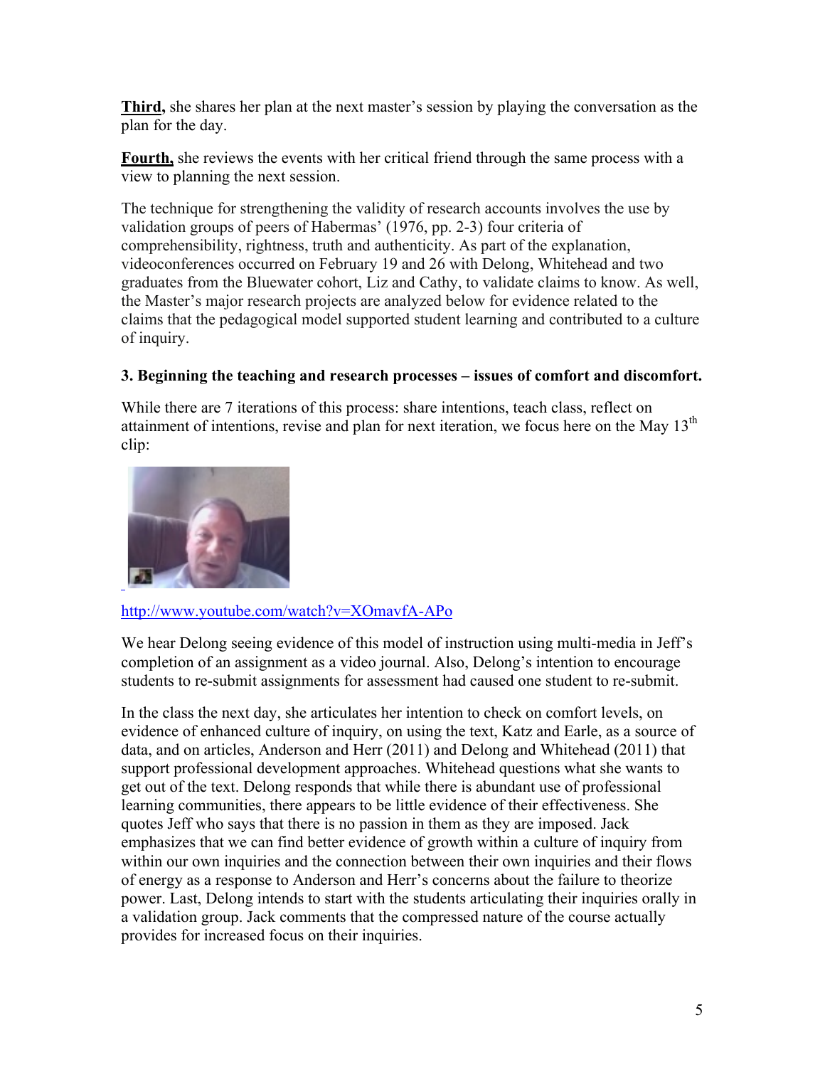**Third,** she shares her plan at the next master's session by playing the conversation as the plan for the day.

**Fourth,** she reviews the events with her critical friend through the same process with a view to planning the next session.

The technique for strengthening the validity of research accounts involves the use by validation groups of peers of Habermas' (1976, pp. 2-3) four criteria of comprehensibility, rightness, truth and authenticity. As part of the explanation, videoconferences occurred on February 19 and 26 with Delong, Whitehead and two graduates from the Bluewater cohort, Liz and Cathy, to validate claims to know. As well, the Master's major research projects are analyzed below for evidence related to the claims that the pedagogical model supported student learning and contributed to a culture of inquiry.

### 3. Beginning the teaching and research processes – issues of comfort and discomfort.

While there are 7 iterations of this process: share intentions, teach class, reflect on attainment of intentions, revise and plan for next iteration, we focus here on the May 13th clip:

http://www.youtube.com/watch?v=XOmavfA-APo

We hear Delong seeing evidence of this model of instruction using multi-media in Jeff's completion of an assignment as a video journal. Also, Delong's intention to encourage students to re-submit assignments for assessment had caused one student to re-submit.

In the class the next day, she articulates her intention to check on comfort levels, on evidence of enhanced culture of inquiry, on using the text, Katz and Earle, as a source of data, and on articles, Anderson and Herr (2011) and Delong and Whitehead (2011) that support professional development approaches. Whitehead questions what she wants to get out of the text. Delong responds that while there is abundant use of professional learning communities, there appears to be little evidence of their effectiveness. She quotes Jeff who says that there is no passion in them as they are imposed. Jack emphasizes that we can find better evidence of growth within a culture of inquiry from within our own inquiries and the connection between their own inquiries and their flows of energy as a response to Anderson and Herr's concerns about the failure to theorize power. Last, Delong intends to start with the students articulating their inquiries orally in a validation group. Jack comments that the compressed nature of the course actually provides for increased focus on their inquiries.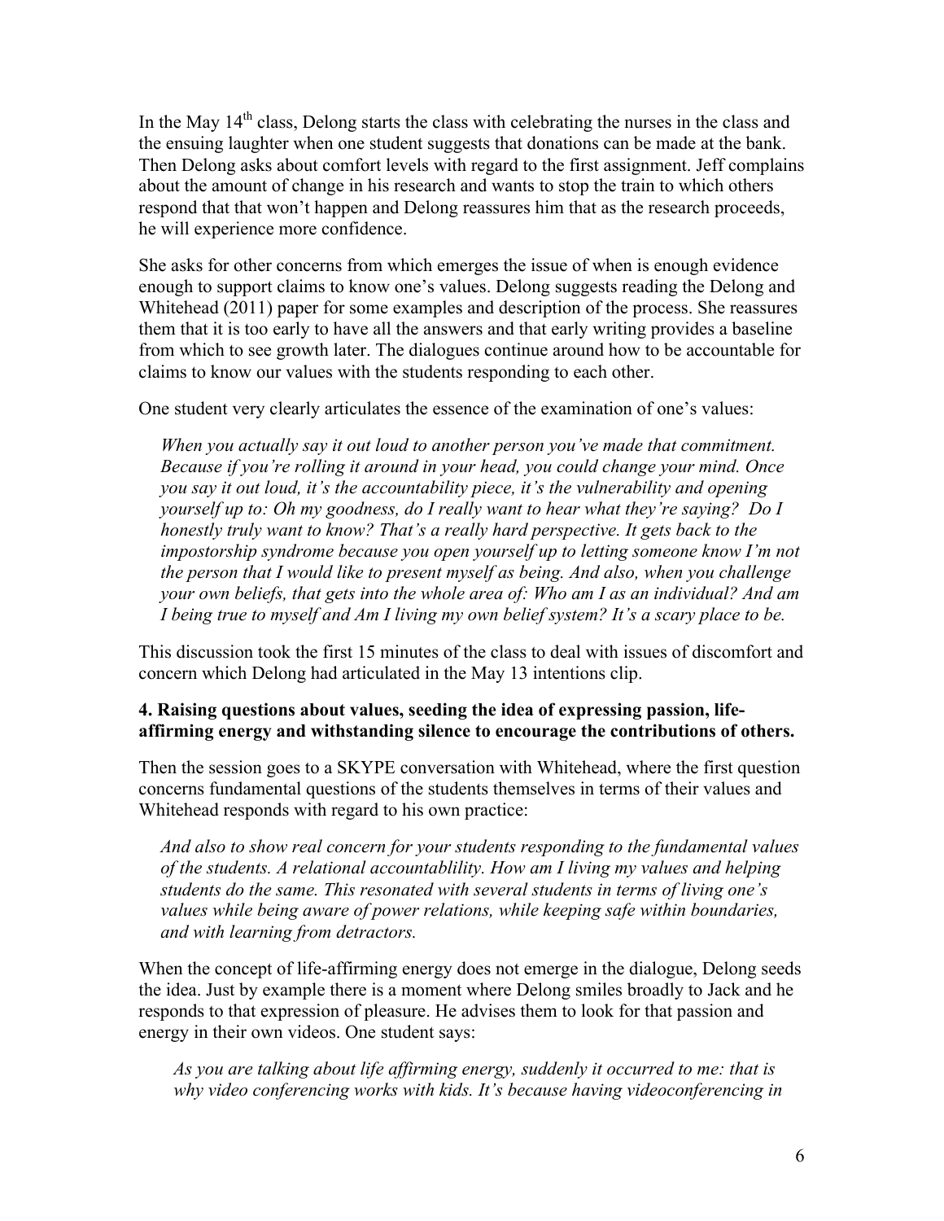In the May 14th class, Delong starts the class with celebrating the nurses in the class and the ensuing laughter when one student suggests that donations can be made at the bank. Then Delong asks about comfort levels with regard to the first assignment. Jeff complains about the amount of change in his research and wants to stop the train to which others respond that that won't happen and Delong reassures him that as the research proceeds, he will experience more confidence.

She asks for other concerns from which emerges the issue of when is enough evidence enough to support claims to know one's values. Delong suggests reading the Delong and Whitehead (2011) paper for some examples and description of the process. She reassures them that it is too early to have all the answers and that early writing provides a baseline from which to see growth later. The dialogues continue around how to be accountable for claims to know our values with the students responding to each other.

One student very clearly articulates the essence of the examination of one's values:

> *When you actually say it out loud to another person you've made that commitment. Because if you're rolling it around in your head, you could change your mind. Once you say it out loud, it's the accountability piece, it's the vulnerability and opening yourself up to: Oh my goodness, do I really want to hear what they're saying? Do I honestly truly want to know? That's a really hard perspective. It gets back to the impostorship syndrome because you open yourself up to letting someone know I'm not the person that I would like to present myself as being. And also, when you challenge your own beliefs, that gets into the whole area of: Who am I as an individual? And am I being true to myself and Am I living my own belief system? It's a scary place to be.*

This discussion took the first 15 minutes of the class to deal with issues of discomfort and concern which Delong had articulated in the May 13 intentions clip.

**4. Raising questions about values, seeding the idea of expressing passion, life-affirming energy and withstanding silence to encourage the contributions of others.**

Then the session goes to a SKYPE conversation with Whitehead, where the first question concerns fundamental questions of the students themselves in terms of their values and Whitehead responds with regard to his own practice:

> *And also to show real concern for your students responding to the fundamental values of the students. A relational accountablility. How am I living my values and helping students do the same. This resonated with several students in terms of living one's values while being aware of power relations, while keeping safe within boundaries, and with learning from detractors.*

When the concept of life-affirming energy does not emerge in the dialogue, Delong seeds the idea. Just by example there is a moment where Delong smiles broadly to Jack and he responds to that expression of pleasure. He advises them to look for that passion and energy in their own videos. One student says:

> *As you are talking about life affirming energy, suddenly it occurred to me: that is why video conferencing works with kids. It's because having videoconferencing in*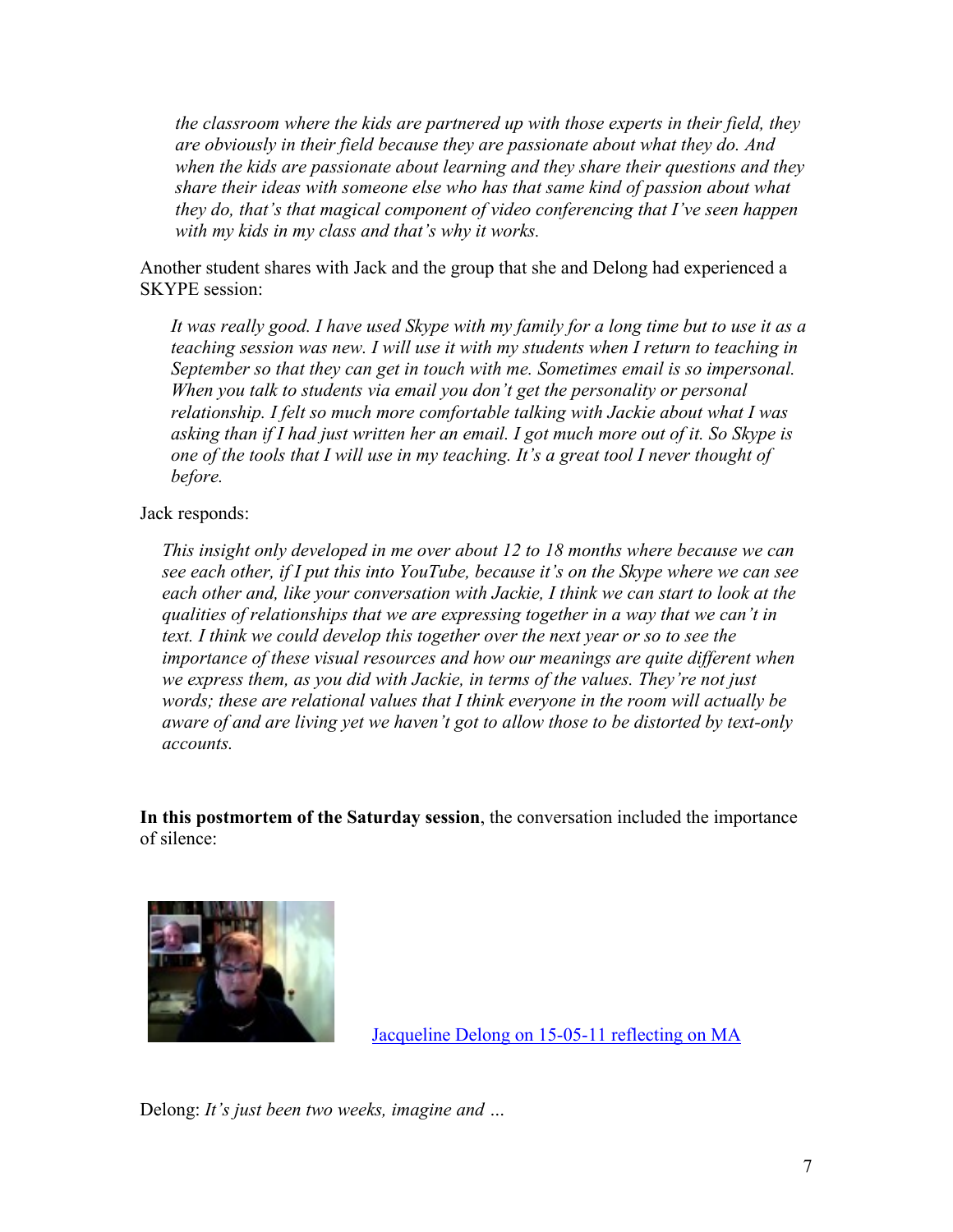*the classroom where the kids are partnered up with those experts in their field, they are obviously in their field because they are passionate about what they do. And when the kids are passionate about learning and they share their questions and they share their ideas with someone else who has that same kind of passion about what they do, that's that magical component of video conferencing that I've seen happen with my kids in my class and that's why it works.*

Another student shares with Jack and the group that she and Delong had experienced a SKYPE session:

> *It was really good. I have used Skype with my family for a long time but to use it as a teaching session was new. I will use it with my students when I return to teaching in September so that they can get in touch with me. Sometimes email is so impersonal. When you talk to students via email you don't get the personality or personal relationship. I felt so much more comfortable talking with Jackie about what I was asking than if I had just written her an email. I got much more out of it. So Skype is one of the tools that I will use in my teaching. It's a great tool I never thought of before.*

Jack responds:

> *This insight only developed in me over about 12 to 18 months where because we can see each other, if I put this into YouTube, because it's on the Skype where we can see each other and, like your conversation with Jackie, I think we can start to look at the qualities of relationships that we are expressing together in a way that we can't in text. I think we could develop this together over the next year or so to see the importance of these visual resources and how our meanings are quite different when we express them, as you did with Jackie, in terms of the values. They're not just words; these are relational values that I think everyone in the room will actually be aware of and are living yet we haven't got to allow those to be distorted by text-only accounts.*

**In this postmortem of the Saturday session**, the conversation included the importance of silence:

[Jacqueline Delong on 15-05-11 reflecting on MA]

Delong: *It's just been two weeks, imagine and …*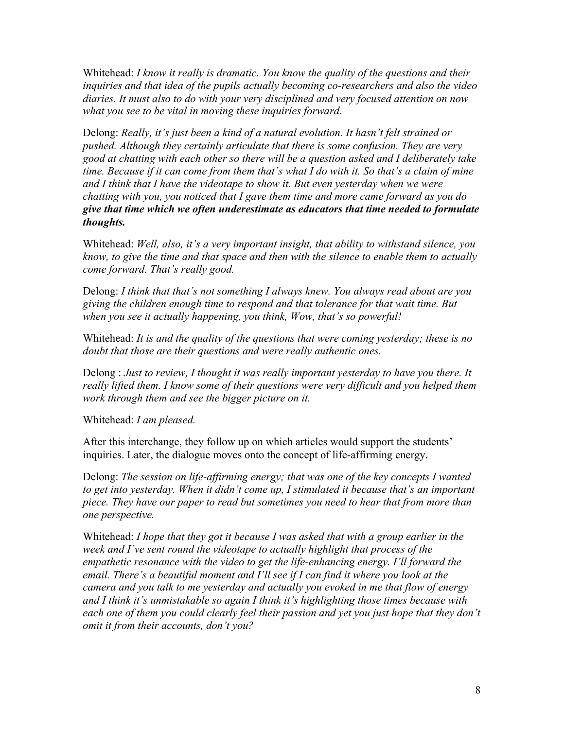Whitehead: *I know it really is dramatic. You know the quality of the questions and their inquiries and that idea of the pupils actually becoming co-researchers and also the video diaries. It must also to do with your very disciplined and very focused attention on now what you see to be vital in moving these inquiries forward.*

Delong: *Really, it's just been a kind of a natural evolution. It hasn't felt strained or pushed. Although they certainly articulate that there is some confusion. They are very good at chatting with each other so there will be a question asked and I deliberately take time. Because if it can come from them that's what I do with it. So that's a claim of mine and I think that I have the videotape to show it. But even yesterday when we were chatting with you, you noticed that I gave them time and more came forward as you do* ***give that time which we often underestimate as educators that time needed to formulate thoughts.***

Whitehead: *Well, also, it's a very important insight, that ability to withstand silence, you know, to give the time and that space and then with the silence to enable them to actually come forward. That's really good.*

Delong: *I think that that's not something I always knew. You always read about are you giving the children enough time to respond and that tolerance for that wait time. But when you see it actually happening, you think, Wow, that's so powerful!*

Whitehead: *It is and the quality of the questions that were coming yesterday; these is no doubt that those are their questions and were really authentic ones.*

Delong : *Just to review, I thought it was really important yesterday to have you there. It really lifted them. I know some of their questions were very difficult and you helped them work through them and see the bigger picture on it.*

Whitehead: *I am pleased.*

After this interchange, they follow up on which articles would support the students' inquiries. Later, the dialogue moves onto the concept of life-affirming energy.

Delong: *The session on life-affirming energy; that was one of the key concepts I wanted to get into yesterday. When it didn't come up, I stimulated it because that's an important piece. They have our paper to read but sometimes you need to hear that from more than one perspective.*

Whitehead: *I hope that they got it because I was asked that with a group earlier in the week and I've sent round the videotape to actually highlight that process of the empathetic resonance with the video to get the life-enhancing energy. I'll forward the email. There's a beautiful moment and I'll see if I can find it where you look at the camera and you talk to me yesterday and actually you evoked in me that flow of energy and I think it's unmistakable so again I think it's highlighting those times because with each one of them you could clearly feel their passion and yet you just hope that they don't omit it from their accounts, don't you?*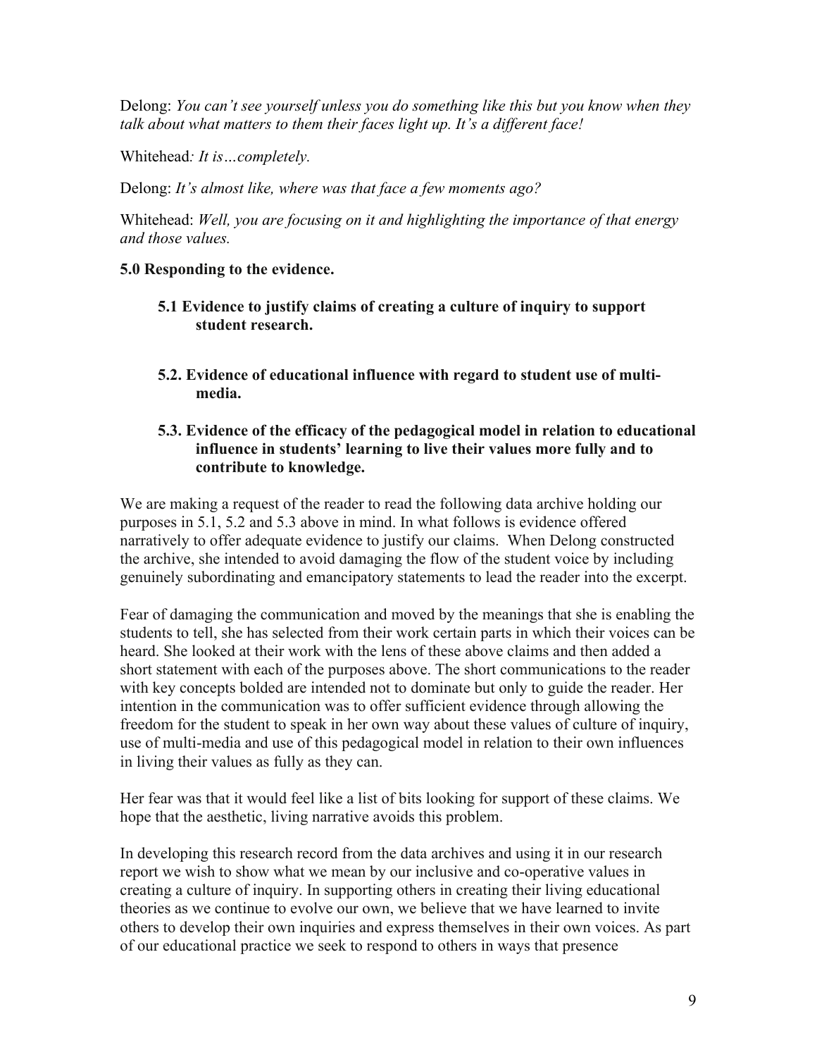Delong: *You can't see yourself unless you do something like this but you know when they talk about what matters to them their faces light up. It's a different face!*

Whitehead*: It is…completely.*

Delong: *It's almost like, where was that face a few moments ago?*

Whitehead: *Well, you are focusing on it and highlighting the importance of that energy and those values.*

**5.0 Responding to the evidence.**

**5.1 Evidence to justify claims of creating a culture of inquiry to support student research.**

**5.2. Evidence of educational influence with regard to student use of multi-media.**

**5.3. Evidence of the efficacy of the pedagogical model in relation to educational influence in students' learning to live their values more fully and to contribute to knowledge.**

We are making a request of the reader to read the following data archive holding our purposes in 5.1, 5.2 and 5.3 above in mind. In what follows is evidence offered narratively to offer adequate evidence to justify our claims. When Delong constructed the archive, she intended to avoid damaging the flow of the student voice by including genuinely subordinating and emancipatory statements to lead the reader into the excerpt.

Fear of damaging the communication and moved by the meanings that she is enabling the students to tell, she has selected from their work certain parts in which their voices can be heard. She looked at their work with the lens of these above claims and then added a short statement with each of the purposes above. The short communications to the reader with key concepts bolded are intended not to dominate but only to guide the reader. Her intention in the communication was to offer sufficient evidence through allowing the freedom for the student to speak in her own way about these values of culture of inquiry, use of multi-media and use of this pedagogical model in relation to their own influences in living their values as fully as they can.

Her fear was that it would feel like a list of bits looking for support of these claims. We hope that the aesthetic, living narrative avoids this problem.

In developing this research record from the data archives and using it in our research report we wish to show what we mean by our inclusive and co-operative values in creating a culture of inquiry. In supporting others in creating their living educational theories as we continue to evolve our own, we believe that we have learned to invite others to develop their own inquiries and express themselves in their own voices. As part of our educational practice we seek to respond to others in ways that presence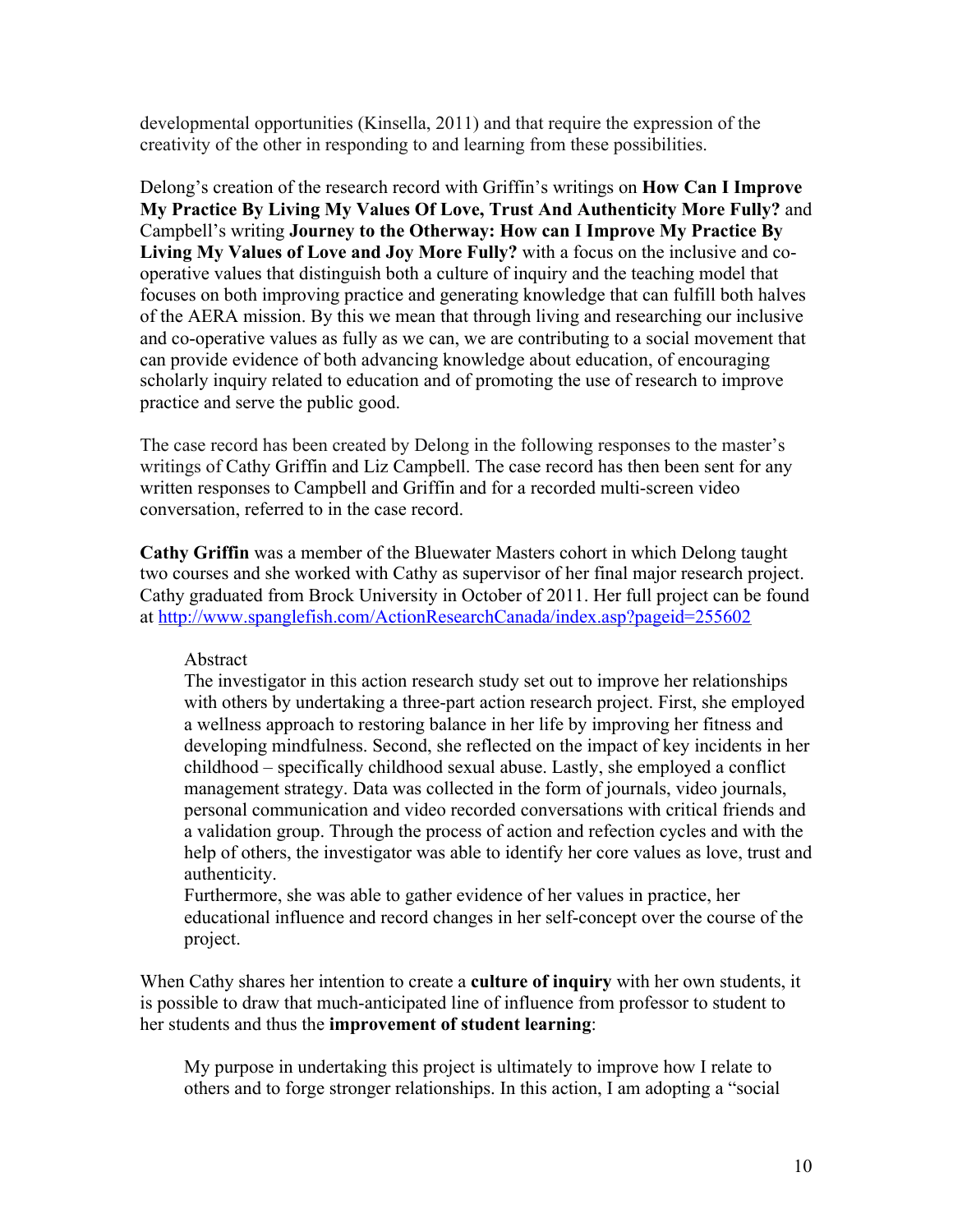developmental opportunities (Kinsella, 2011) and that require the expression of the creativity of the other in responding to and learning from these possibilities.

Delong's creation of the research record with Griffin's writings on **How Can I Improve My Practice By Living My Values Of Love, Trust And Authenticity More Fully?** and Campbell's writing **Journey to the Otherway: How can I Improve My Practice By Living My Values of Love and Joy More Fully?** with a focus on the inclusive and co-operative values that distinguish both a culture of inquiry and the teaching model that focuses on both improving practice and generating knowledge that can fulfill both halves of the AERA mission. By this we mean that through living and researching our inclusive and co-operative values as fully as we can, we are contributing to a social movement that can provide evidence of both advancing knowledge about education, of encouraging scholarly inquiry related to education and of promoting the use of research to improve practice and serve the public good.

The case record has been created by Delong in the following responses to the master's writings of Cathy Griffin and Liz Campbell. The case record has then been sent for any written responses to Campbell and Griffin and for a recorded multi-screen video conversation, referred to in the case record.

**Cathy Griffin** was a member of the Bluewater Masters cohort in which Delong taught two courses and she worked with Cathy as supervisor of her final major research project. Cathy graduated from Brock University in October of 2011. Her full project can be found at http://www.spanglefish.com/ActionResearchCanada/index.asp?pageid=255602

> Abstract
> The investigator in this action research study set out to improve her relationships with others by undertaking a three-part action research project. First, she employed a wellness approach to restoring balance in her life by improving her fitness and developing mindfulness. Second, she reflected on the impact of key incidents in her childhood – specifically childhood sexual abuse. Lastly, she employed a conflict management strategy. Data was collected in the form of journals, video journals, personal communication and video recorded conversations with critical friends and a validation group. Through the process of action and refection cycles and with the help of others, the investigator was able to identify her core values as love, trust and authenticity.
> Furthermore, she was able to gather evidence of her values in practice, her educational influence and record changes in her self-concept over the course of the project.

When Cathy shares her intention to create a **culture of inquiry** with her own students, it is possible to draw that much-anticipated line of influence from professor to student to her students and thus the **improvement of student learning**:

> My purpose in undertaking this project is ultimately to improve how I relate to others and to forge stronger relationships. In this action, I am adopting a "social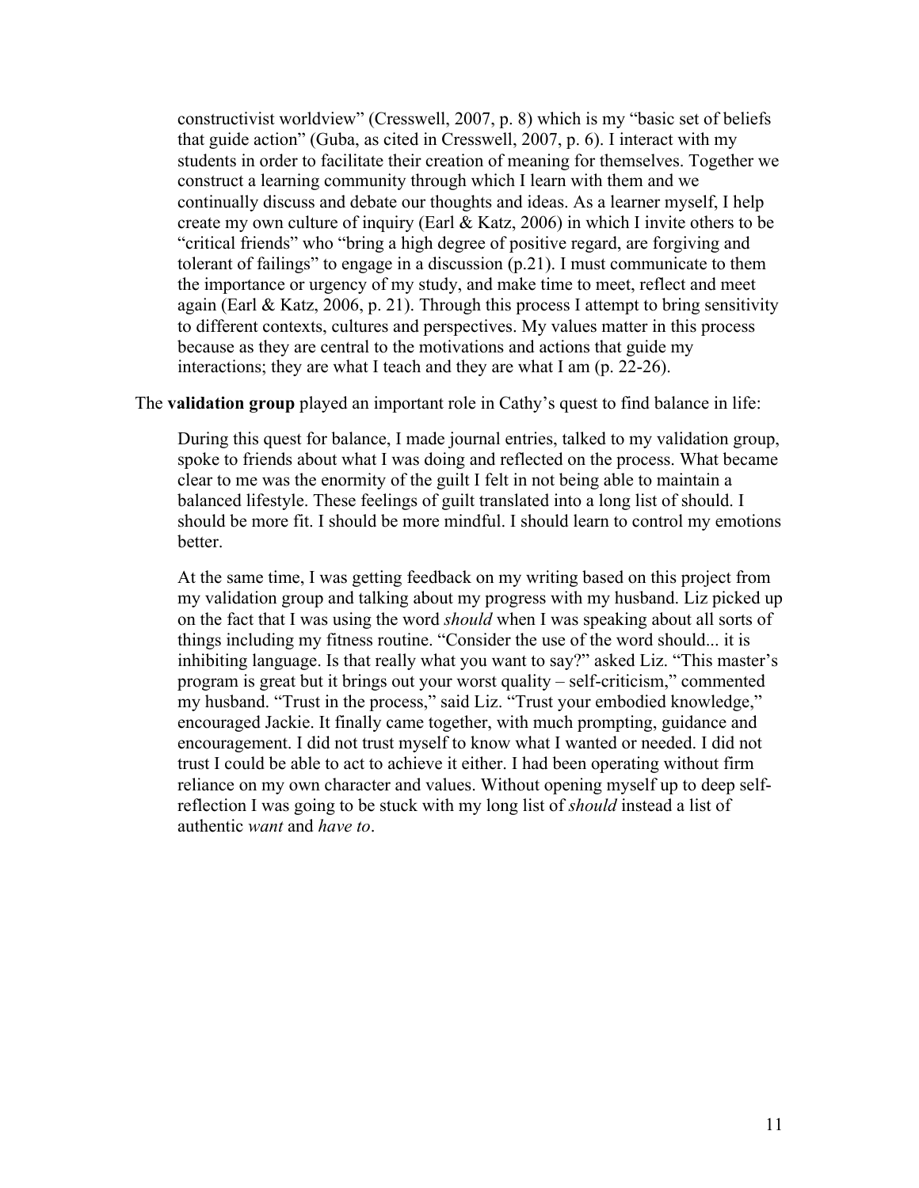> constructivist worldview" (Cresswell, 2007, p. 8) which is my "basic set of beliefs that guide action" (Guba, as cited in Cresswell, 2007, p. 6). I interact with my students in order to facilitate their creation of meaning for themselves. Together we construct a learning community through which I learn with them and we continually discuss and debate our thoughts and ideas. As a learner myself, I help create my own culture of inquiry (Earl & Katz, 2006) in which I invite others to be "critical friends" who "bring a high degree of positive regard, are forgiving and tolerant of failings" to engage in a discussion (p.21). I must communicate to them the importance or urgency of my study, and make time to meet, reflect and meet again (Earl & Katz, 2006, p. 21). Through this process I attempt to bring sensitivity to different contexts, cultures and perspectives. My values matter in this process because as they are central to the motivations and actions that guide my interactions; they are what I teach and they are what I am (p. 22-26).

The **validation group** played an important role in Cathy's quest to find balance in life:

> During this quest for balance, I made journal entries, talked to my validation group, spoke to friends about what I was doing and reflected on the process. What became clear to me was the enormity of the guilt I felt in not being able to maintain a balanced lifestyle. These feelings of guilt translated into a long list of should. I should be more fit. I should be more mindful. I should learn to control my emotions better.
>
> At the same time, I was getting feedback on my writing based on this project from my validation group and talking about my progress with my husband. Liz picked up on the fact that I was using the word *should* when I was speaking about all sorts of things including my fitness routine. "Consider the use of the word should... it is inhibiting language. Is that really what you want to say?" asked Liz. "This master's program is great but it brings out your worst quality – self-criticism," commented my husband. "Trust in the process," said Liz. "Trust your embodied knowledge," encouraged Jackie. It finally came together, with much prompting, guidance and encouragement. I did not trust myself to know what I wanted or needed. I did not trust I could be able to act to achieve it either. I had been operating without firm reliance on my own character and values. Without opening myself up to deep self-reflection I was going to be stuck with my long list of *should* instead a list of authentic *want* and *have to*.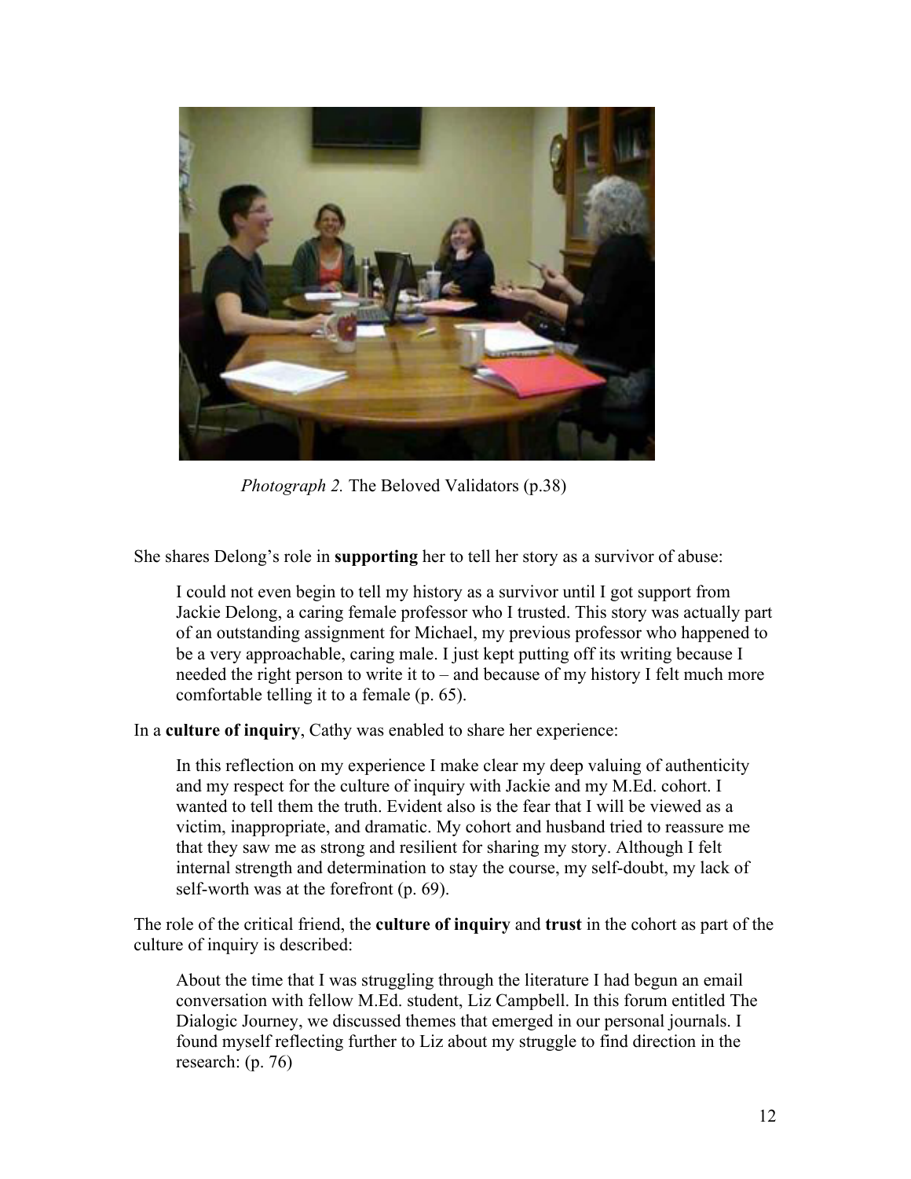*Photograph 2.* The Beloved Validators (p.38)

She shares Delong's role in **supporting** her to tell her story as a survivor of abuse:

> I could not even begin to tell my history as a survivor until I got support from Jackie Delong, a caring female professor who I trusted. This story was actually part of an outstanding assignment for Michael, my previous professor who happened to be a very approachable, caring male. I just kept putting off its writing because I needed the right person to write it to – and because of my history I felt much more comfortable telling it to a female (p. 65).

In a **culture of inquiry**, Cathy was enabled to share her experience:

> In this reflection on my experience I make clear my deep valuing of authenticity and my respect for the culture of inquiry with Jackie and my M.Ed. cohort. I wanted to tell them the truth. Evident also is the fear that I will be viewed as a victim, inappropriate, and dramatic. My cohort and husband tried to reassure me that they saw me as strong and resilient for sharing my story. Although I felt internal strength and determination to stay the course, my self-doubt, my lack of self-worth was at the forefront (p. 69).

The role of the critical friend, the **culture of inquiry** and **trust** in the cohort as part of the culture of inquiry is described:

> About the time that I was struggling through the literature I had begun an email conversation with fellow M.Ed. student, Liz Campbell. In this forum entitled The Dialogic Journey, we discussed themes that emerged in our personal journals. I found myself reflecting further to Liz about my struggle to find direction in the research: (p. 76)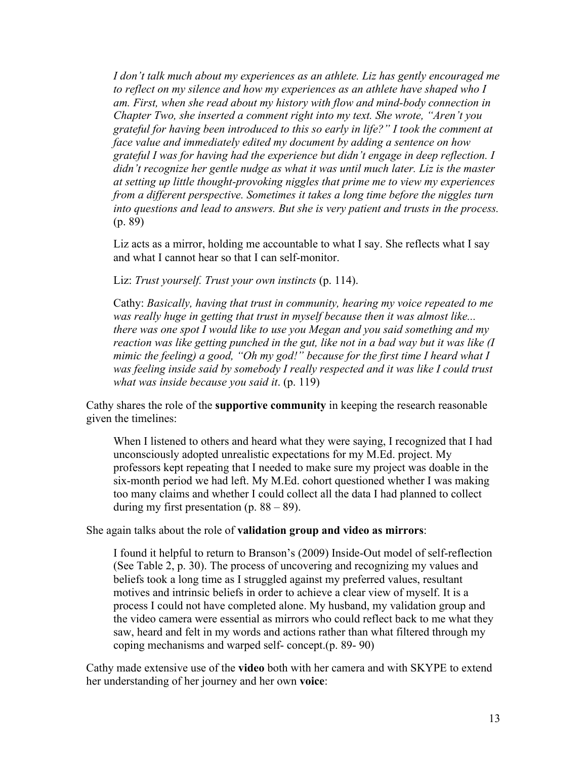> *I don't talk much about my experiences as an athlete. Liz has gently encouraged me to reflect on my silence and how my experiences as an athlete have shaped who I am. First, when she read about my history with flow and mind-body connection in Chapter Two, she inserted a comment right into my text. She wrote, "Aren't you grateful for having been introduced to this so early in life?" I took the comment at face value and immediately edited my document by adding a sentence on how grateful I was for having had the experience but didn't engage in deep reflection. I didn't recognize her gentle nudge as what it was until much later. Liz is the master at setting up little thought-provoking niggles that prime me to view my experiences from a different perspective. Sometimes it takes a long time before the niggles turn into questions and lead to answers. But she is very patient and trusts in the process.* (p. 89)
>
> Liz acts as a mirror, holding me accountable to what I say. She reflects what I say and what I cannot hear so that I can self-monitor.
>
> Liz: *Trust yourself. Trust your own instincts* (p. 114).
>
> Cathy: *Basically, having that trust in community, hearing my voice repeated to me was really huge in getting that trust in myself because then it was almost like... there was one spot I would like to use you Megan and you said something and my reaction was like getting punched in the gut, like not in a bad way but it was like (I mimic the feeling) a good, "Oh my god!" because for the first time I heard what I was feeling inside said by somebody I really respected and it was like I could trust what was inside because you said it*. (p. 119)

Cathy shares the role of the **supportive community** in keeping the research reasonable given the timelines:

> When I listened to others and heard what they were saying, I recognized that I had unconsciously adopted unrealistic expectations for my M.Ed. project. My professors kept repeating that I needed to make sure my project was doable in the six-month period we had left. My M.Ed. cohort questioned whether I was making too many claims and whether I could collect all the data I had planned to collect during my first presentation (p. 88 – 89).

She again talks about the role of **validation group and video as mirrors**:

> I found it helpful to return to Branson's (2009) Inside-Out model of self-reflection (See Table 2, p. 30). The process of uncovering and recognizing my values and beliefs took a long time as I struggled against my preferred values, resultant motives and intrinsic beliefs in order to achieve a clear view of myself. It is a process I could not have completed alone. My husband, my validation group and the video camera were essential as mirrors who could reflect back to me what they saw, heard and felt in my words and actions rather than what filtered through my coping mechanisms and warped self- concept.(p. 89- 90)

Cathy made extensive use of the **video** both with her camera and with SKYPE to extend her understanding of her journey and her own **voice**: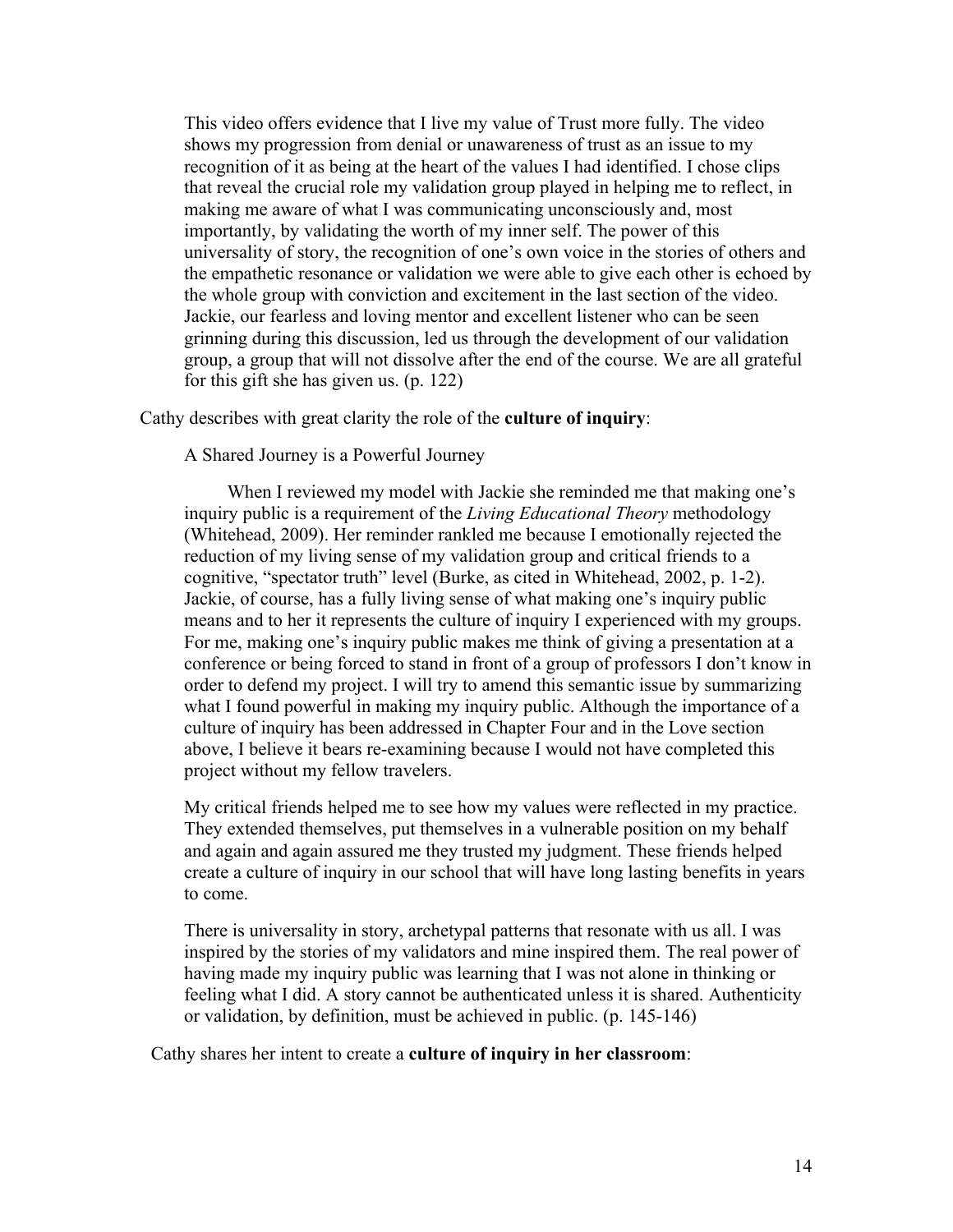> This video offers evidence that I live my value of Trust more fully. The video shows my progression from denial or unawareness of trust as an issue to my recognition of it as being at the heart of the values I had identified. I chose clips that reveal the crucial role my validation group played in helping me to reflect, in making me aware of what I was communicating unconsciously and, most importantly, by validating the worth of my inner self. The power of this universality of story, the recognition of one's own voice in the stories of others and the empathetic resonance or validation we were able to give each other is echoed by the whole group with conviction and excitement in the last section of the video. Jackie, our fearless and loving mentor and excellent listener who can be seen grinning during this discussion, led us through the development of our validation group, a group that will not dissolve after the end of the course. We are all grateful for this gift she has given us. (p. 122)

Cathy describes with great clarity the role of the **culture of inquiry**:

> A Shared Journey is a Powerful Journey
>
> When I reviewed my model with Jackie she reminded me that making one's inquiry public is a requirement of the *Living Educational Theory* methodology (Whitehead, 2009). Her reminder rankled me because I emotionally rejected the reduction of my living sense of my validation group and critical friends to a cognitive, "spectator truth" level (Burke, as cited in Whitehead, 2002, p. 1-2). Jackie, of course, has a fully living sense of what making one's inquiry public means and to her it represents the culture of inquiry I experienced with my groups. For me, making one's inquiry public makes me think of giving a presentation at a conference or being forced to stand in front of a group of professors I don't know in order to defend my project. I will try to amend this semantic issue by summarizing what I found powerful in making my inquiry public. Although the importance of a culture of inquiry has been addressed in Chapter Four and in the Love section above, I believe it bears re-examining because I would not have completed this project without my fellow travelers.
>
> My critical friends helped me to see how my values were reflected in my practice. They extended themselves, put themselves in a vulnerable position on my behalf and again and again assured me they trusted my judgment. These friends helped create a culture of inquiry in our school that will have long lasting benefits in years to come.
>
> There is universality in story, archetypal patterns that resonate with us all. I was inspired by the stories of my validators and mine inspired them. The real power of having made my inquiry public was learning that I was not alone in thinking or feeling what I did. A story cannot be authenticated unless it is shared. Authenticity or validation, by definition, must be achieved in public. (p. 145-146)

Cathy shares her intent to create a **culture of inquiry in her classroom**: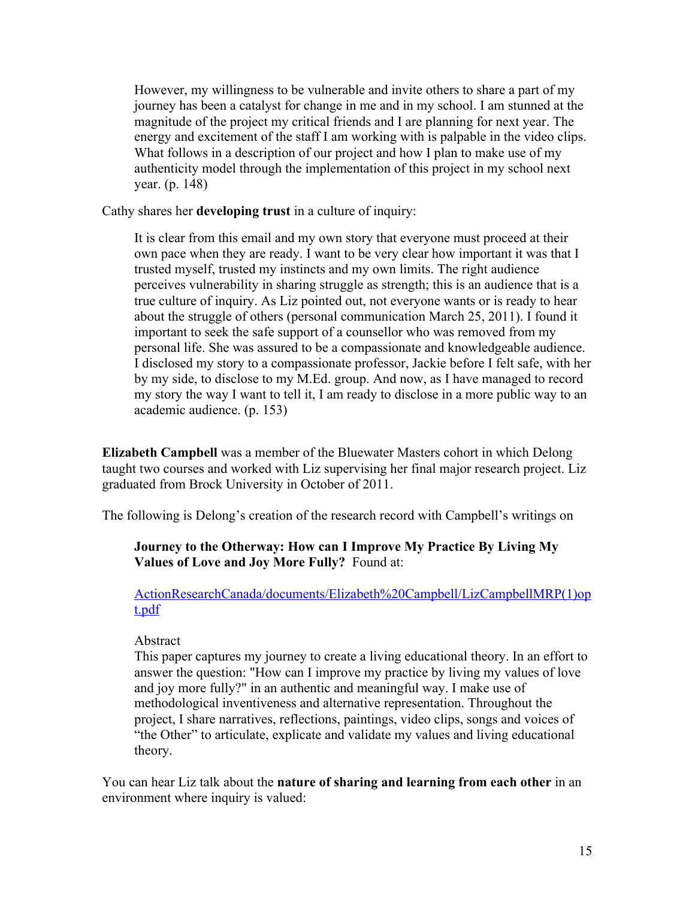> However, my willingness to be vulnerable and invite others to share a part of my journey has been a catalyst for change in me and in my school. I am stunned at the magnitude of the project my critical friends and I are planning for next year. The energy and excitement of the staff I am working with is palpable in the video clips. What follows in a description of our project and how I plan to make use of my authenticity model through the implementation of this project in my school next year. (p. 148)

Cathy shares her **developing trust** in a culture of inquiry:

> It is clear from this email and my own story that everyone must proceed at their own pace when they are ready. I want to be very clear how important it was that I trusted myself, trusted my instincts and my own limits. The right audience perceives vulnerability in sharing struggle as strength; this is an audience that is a true culture of inquiry. As Liz pointed out, not everyone wants or is ready to hear about the struggle of others (personal communication March 25, 2011). I found it important to seek the safe support of a counsellor who was removed from my personal life. She was assured to be a compassionate and knowledgeable audience. I disclosed my story to a compassionate professor, Jackie before I felt safe, with her by my side, to disclose to my M.Ed. group. And now, as I have managed to record my story the way I want to tell it, I am ready to disclose in a more public way to an academic audience. (p. 153)

**Elizabeth Campbell** was a member of the Bluewater Masters cohort in which Delong taught two courses and worked with Liz supervising her final major research project. Liz graduated from Brock University in October of 2011.

The following is Delong's creation of the research record with Campbell's writings on

> **Journey to the Otherway: How can I Improve My Practice By Living My Values of Love and Joy More Fully?** Found at:
>
> ActionResearchCanada/documents/Elizabeth%20Campbell/LizCampbellMRP(1)opt.pdf
>
> Abstract
> This paper captures my journey to create a living educational theory. In an effort to answer the question: "How can I improve my practice by living my values of love and joy more fully?" in an authentic and meaningful way. I make use of methodological inventiveness and alternative representation. Throughout the project, I share narratives, reflections, paintings, video clips, songs and voices of "the Other" to articulate, explicate and validate my values and living educational theory.

You can hear Liz talk about the **nature of sharing and learning from each other** in an environment where inquiry is valued: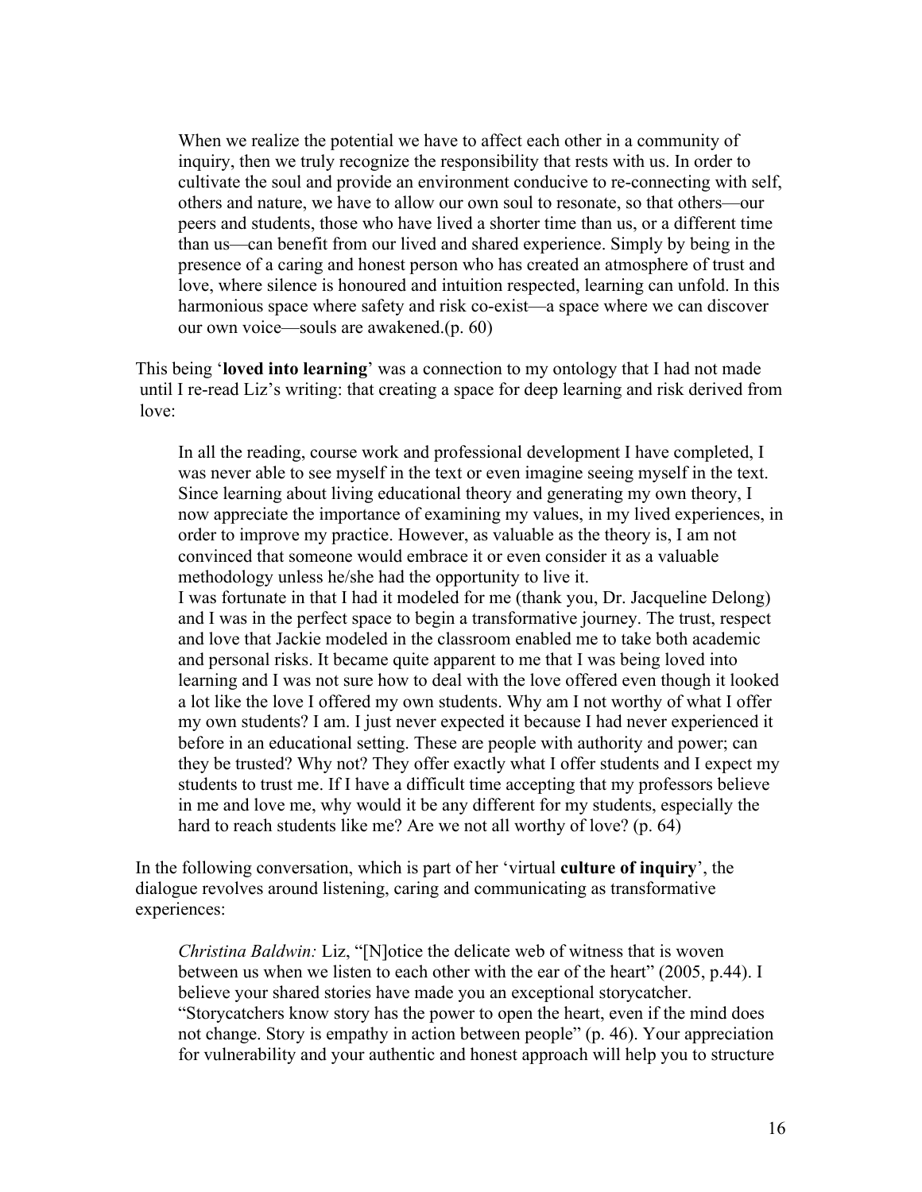> When we realize the potential we have to affect each other in a community of inquiry, then we truly recognize the responsibility that rests with us. In order to cultivate the soul and provide an environment conducive to re-connecting with self, others and nature, we have to allow our own soul to resonate, so that others—our peers and students, those who have lived a shorter time than us, or a different time than us—can benefit from our lived and shared experience. Simply by being in the presence of a caring and honest person who has created an atmosphere of trust and love, where silence is honoured and intuition respected, learning can unfold. In this harmonious space where safety and risk co-exist—a space where we can discover our own voice—souls are awakened.(p. 60)

This being '**loved into learning**' was a connection to my ontology that I had not made until I re-read Liz's writing: that creating a space for deep learning and risk derived from love:

> In all the reading, course work and professional development I have completed, I was never able to see myself in the text or even imagine seeing myself in the text. Since learning about living educational theory and generating my own theory, I now appreciate the importance of examining my values, in my lived experiences, in order to improve my practice. However, as valuable as the theory is, I am not convinced that someone would embrace it or even consider it as a valuable methodology unless he/she had the opportunity to live it.
>
> I was fortunate in that I had it modeled for me (thank you, Dr. Jacqueline Delong) and I was in the perfect space to begin a transformative journey. The trust, respect and love that Jackie modeled in the classroom enabled me to take both academic and personal risks. It became quite apparent to me that I was being loved into learning and I was not sure how to deal with the love offered even though it looked a lot like the love I offered my own students. Why am I not worthy of what I offer my own students? I am. I just never expected it because I had never experienced it before in an educational setting. These are people with authority and power; can they be trusted? Why not? They offer exactly what I offer students and I expect my students to trust me. If I have a difficult time accepting that my professors believe in me and love me, why would it be any different for my students, especially the hard to reach students like me? Are we not all worthy of love? (p. 64)

In the following conversation, which is part of her 'virtual **culture of inquiry**', the dialogue revolves around listening, caring and communicating as transformative experiences:

> *Christina Baldwin:* Liz, "[N]otice the delicate web of witness that is woven between us when we listen to each other with the ear of the heart" (2005, p.44). I believe your shared stories have made you an exceptional storycatcher. "Storycatchers know story has the power to open the heart, even if the mind does not change. Story is empathy in action between people" (p. 46). Your appreciation for vulnerability and your authentic and honest approach will help you to structure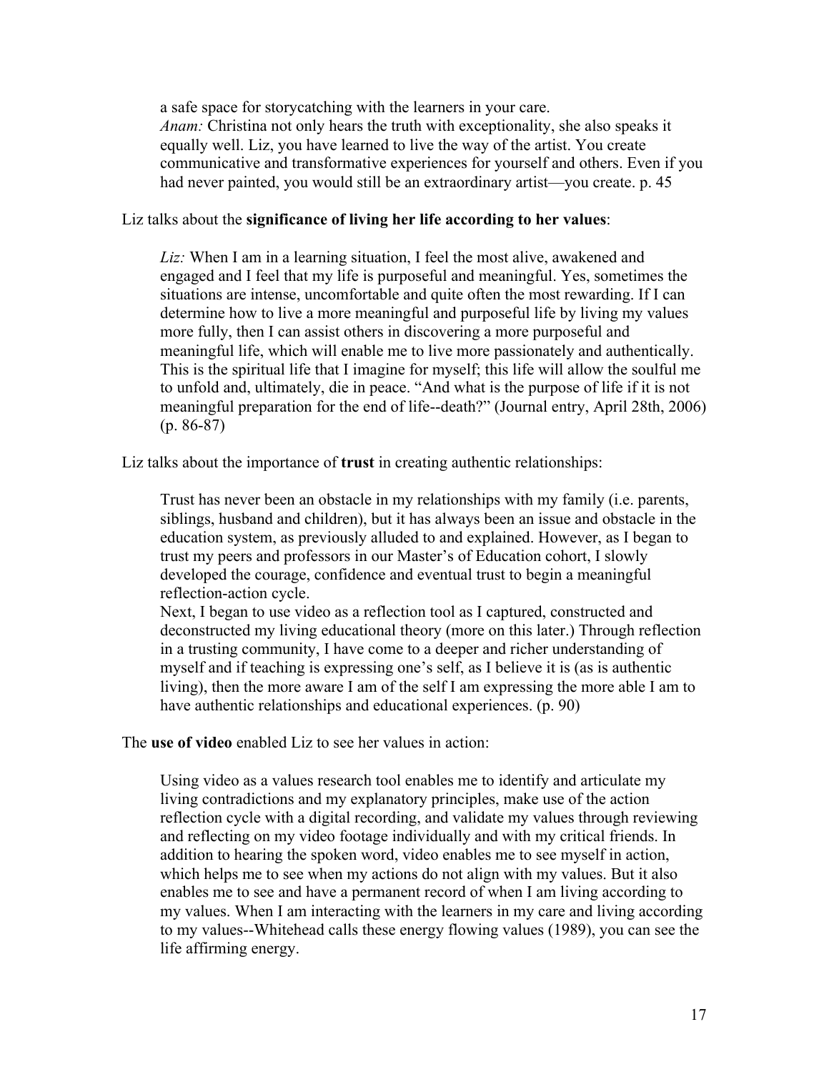a safe space for storycatching with the learners in your care.
*Anam:* Christina not only hears the truth with exceptionality, she also speaks it equally well. Liz, you have learned to live the way of the artist. You create communicative and transformative experiences for yourself and others. Even if you had never painted, you would still be an extraordinary artist—you create. p. 45

Liz talks about the **significance of living her life according to her values**:

> *Liz:* When I am in a learning situation, I feel the most alive, awakened and engaged and I feel that my life is purposeful and meaningful. Yes, sometimes the situations are intense, uncomfortable and quite often the most rewarding. If I can determine how to live a more meaningful and purposeful life by living my values more fully, then I can assist others in discovering a more purposeful and meaningful life, which will enable me to live more passionately and authentically. This is the spiritual life that I imagine for myself; this life will allow the soulful me to unfold and, ultimately, die in peace. "And what is the purpose of life if it is not meaningful preparation for the end of life--death?" (Journal entry, April 28th, 2006) (p. 86-87)

Liz talks about the importance of **trust** in creating authentic relationships:

> Trust has never been an obstacle in my relationships with my family (i.e. parents, siblings, husband and children), but it has always been an issue and obstacle in the education system, as previously alluded to and explained. However, as I began to trust my peers and professors in our Master's of Education cohort, I slowly developed the courage, confidence and eventual trust to begin a meaningful reflection-action cycle.
> Next, I began to use video as a reflection tool as I captured, constructed and deconstructed my living educational theory (more on this later.) Through reflection in a trusting community, I have come to a deeper and richer understanding of myself and if teaching is expressing one's self, as I believe it is (as is authentic living), then the more aware I am of the self I am expressing the more able I am to have authentic relationships and educational experiences. (p. 90)

The **use of video** enabled Liz to see her values in action:

> Using video as a values research tool enables me to identify and articulate my living contradictions and my explanatory principles, make use of the action reflection cycle with a digital recording, and validate my values through reviewing and reflecting on my video footage individually and with my critical friends. In addition to hearing the spoken word, video enables me to see myself in action, which helps me to see when my actions do not align with my values. But it also enables me to see and have a permanent record of when I am living according to my values. When I am interacting with the learners in my care and living according to my values--Whitehead calls these energy flowing values (1989), you can see the life affirming energy.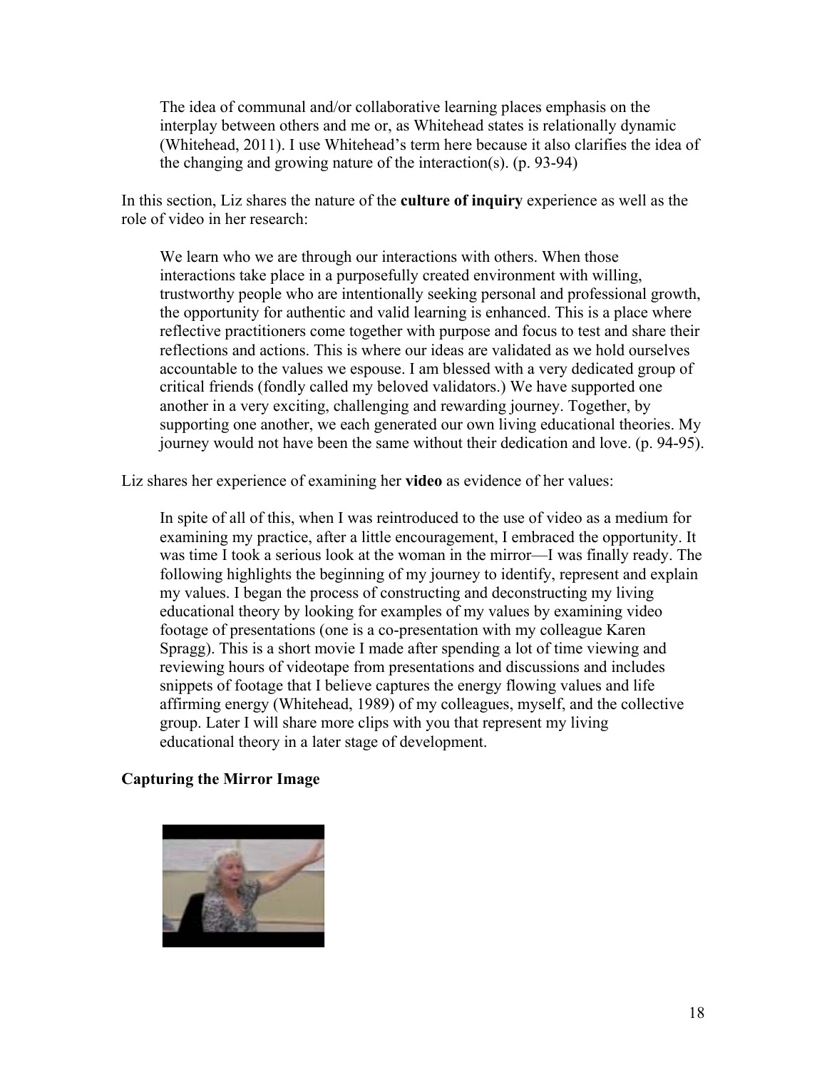> The idea of communal and/or collaborative learning places emphasis on the interplay between others and me or, as Whitehead states is relationally dynamic (Whitehead, 2011). I use Whitehead's term here because it also clarifies the idea of the changing and growing nature of the interaction(s). (p. 93-94)

In this section, Liz shares the nature of the **culture of inquiry** experience as well as the role of video in her research:

> We learn who we are through our interactions with others. When those interactions take place in a purposefully created environment with willing, trustworthy people who are intentionally seeking personal and professional growth, the opportunity for authentic and valid learning is enhanced. This is a place where reflective practitioners come together with purpose and focus to test and share their reflections and actions. This is where our ideas are validated as we hold ourselves accountable to the values we espouse. I am blessed with a very dedicated group of critical friends (fondly called my beloved validators.) We have supported one another in a very exciting, challenging and rewarding journey. Together, by supporting one another, we each generated our own living educational theories. My journey would not have been the same without their dedication and love. (p. 94-95).

Liz shares her experience of examining her **video** as evidence of her values:

> In spite of all of this, when I was reintroduced to the use of video as a medium for examining my practice, after a little encouragement, I embraced the opportunity. It was time I took a serious look at the woman in the mirror—I was finally ready. The following highlights the beginning of my journey to identify, represent and explain my values. I began the process of constructing and deconstructing my living educational theory by looking for examples of my values by examining video footage of presentations (one is a co-presentation with my colleague Karen Spragg). This is a short movie I made after spending a lot of time viewing and reviewing hours of videotape from presentations and discussions and includes snippets of footage that I believe captures the energy flowing values and life affirming energy (Whitehead, 1989) of my colleagues, myself, and the collective group. Later I will share more clips with you that represent my living educational theory in a later stage of development.

**Capturing the Mirror Image**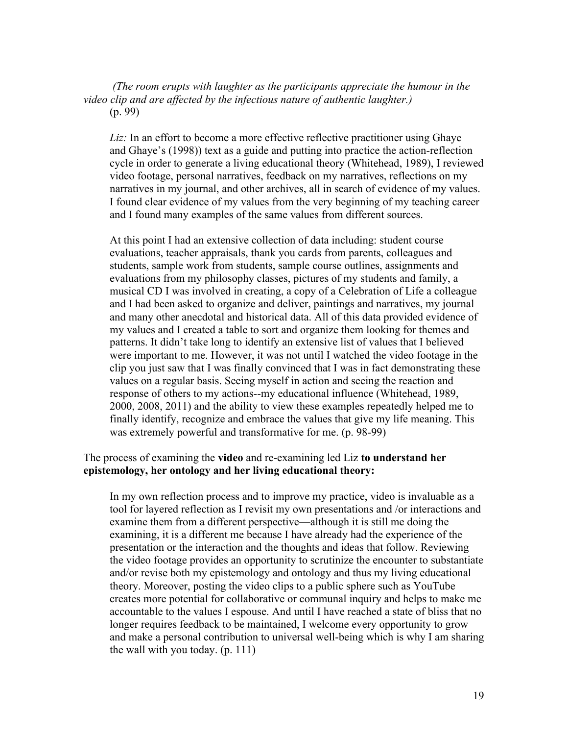*(The room erupts with laughter as the participants appreciate the humour in the video clip and are affected by the infectious nature of authentic laughter.)*
(p. 99)

> *Liz:* In an effort to become a more effective reflective practitioner using Ghaye and Ghaye's (1998)) text as a guide and putting into practice the action-reflection cycle in order to generate a living educational theory (Whitehead, 1989), I reviewed video footage, personal narratives, feedback on my narratives, reflections on my narratives in my journal, and other archives, all in search of evidence of my values. I found clear evidence of my values from the very beginning of my teaching career and I found many examples of the same values from different sources.
>
> At this point I had an extensive collection of data including: student course evaluations, teacher appraisals, thank you cards from parents, colleagues and students, sample work from students, sample course outlines, assignments and evaluations from my philosophy classes, pictures of my students and family, a musical CD I was involved in creating, a copy of a Celebration of Life a colleague and I had been asked to organize and deliver, paintings and narratives, my journal and many other anecdotal and historical data. All of this data provided evidence of my values and I created a table to sort and organize them looking for themes and patterns. It didn't take long to identify an extensive list of values that I believed were important to me. However, it was not until I watched the video footage in the clip you just saw that I was finally convinced that I was in fact demonstrating these values on a regular basis. Seeing myself in action and seeing the reaction and response of others to my actions--my educational influence (Whitehead, 1989, 2000, 2008, 2011) and the ability to view these examples repeatedly helped me to finally identify, recognize and embrace the values that give my life meaning. This was extremely powerful and transformative for me. (p. 98-99)

The process of examining the **video** and re-examining led Liz **to understand her epistemology, her ontology and her living educational theory:**

> In my own reflection process and to improve my practice, video is invaluable as a tool for layered reflection as I revisit my own presentations and /or interactions and examine them from a different perspective—although it is still me doing the examining, it is a different me because I have already had the experience of the presentation or the interaction and the thoughts and ideas that follow. Reviewing the video footage provides an opportunity to scrutinize the encounter to substantiate and/or revise both my epistemology and ontology and thus my living educational theory. Moreover, posting the video clips to a public sphere such as YouTube creates more potential for collaborative or communal inquiry and helps to make me accountable to the values I espouse. And until I have reached a state of bliss that no longer requires feedback to be maintained, I welcome every opportunity to grow and make a personal contribution to universal well-being which is why I am sharing the wall with you today. (p. 111)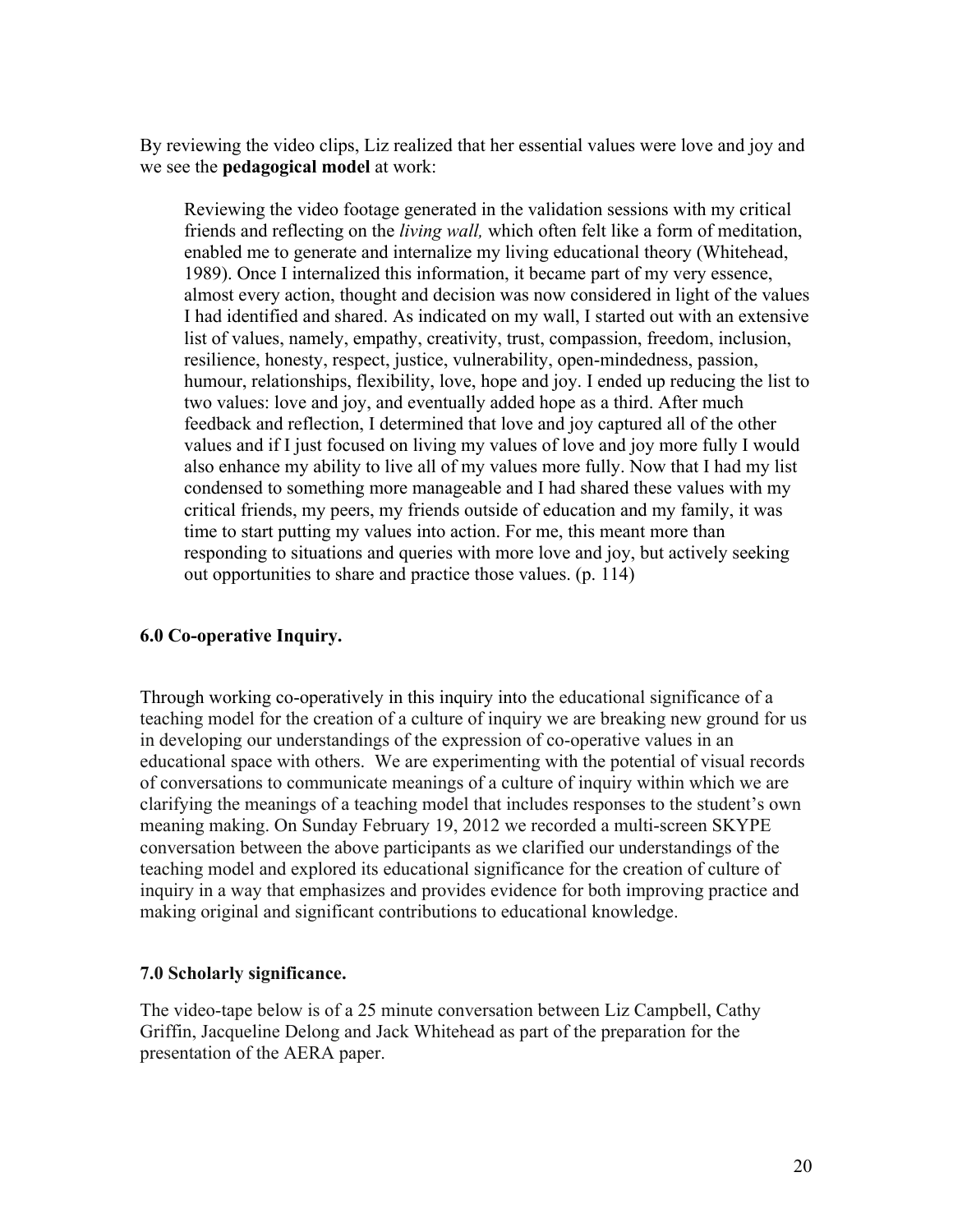By reviewing the video clips, Liz realized that her essential values were love and joy and we see the **pedagogical model** at work:

> Reviewing the video footage generated in the validation sessions with my critical friends and reflecting on the *living wall,* which often felt like a form of meditation, enabled me to generate and internalize my living educational theory (Whitehead, 1989). Once I internalized this information, it became part of my very essence, almost every action, thought and decision was now considered in light of the values I had identified and shared. As indicated on my wall, I started out with an extensive list of values, namely, empathy, creativity, trust, compassion, freedom, inclusion, resilience, honesty, respect, justice, vulnerability, open-mindedness, passion, humour, relationships, flexibility, love, hope and joy. I ended up reducing the list to two values: love and joy, and eventually added hope as a third. After much feedback and reflection, I determined that love and joy captured all of the other values and if I just focused on living my values of love and joy more fully I would also enhance my ability to live all of my values more fully. Now that I had my list condensed to something more manageable and I had shared these values with my critical friends, my peers, my friends outside of education and my family, it was time to start putting my values into action. For me, this meant more than responding to situations and queries with more love and joy, but actively seeking out opportunities to share and practice those values. (p. 114)

### 6.0 Co-operative Inquiry.

Through working co-operatively in this inquiry into the educational significance of a teaching model for the creation of a culture of inquiry we are breaking new ground for us in developing our understandings of the expression of co-operative values in an educational space with others. We are experimenting with the potential of visual records of conversations to communicate meanings of a culture of inquiry within which we are clarifying the meanings of a teaching model that includes responses to the student's own meaning making. On Sunday February 19, 2012 we recorded a multi-screen SKYPE conversation between the above participants as we clarified our understandings of the teaching model and explored its educational significance for the creation of culture of inquiry in a way that emphasizes and provides evidence for both improving practice and making original and significant contributions to educational knowledge.

### 7.0 Scholarly significance.

The video-tape below is of a 25 minute conversation between Liz Campbell, Cathy Griffin, Jacqueline Delong and Jack Whitehead as part of the preparation for the presentation of the AERA paper.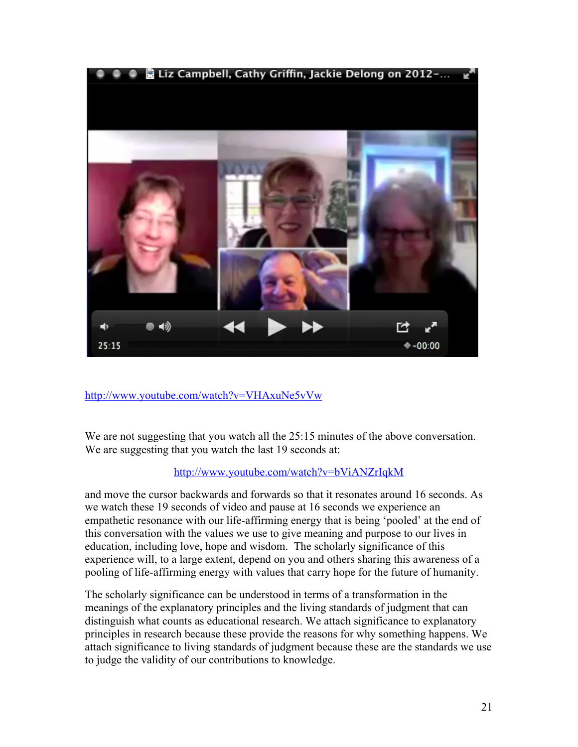http://www.youtube.com/watch?v=VHAxuNe5vVw

We are not suggesting that you watch all the 25:15 minutes of the above conversation. We are suggesting that you watch the last 19 seconds at:

http://www.youtube.com/watch?v=bViANZrIqkM

and move the cursor backwards and forwards so that it resonates around 16 seconds. As we watch these 19 seconds of video and pause at 16 seconds we experience an empathetic resonance with our life-affirming energy that is being 'pooled' at the end of this conversation with the values we use to give meaning and purpose to our lives in education, including love, hope and wisdom. The scholarly significance of this experience will, to a large extent, depend on you and others sharing this awareness of a pooling of life-affirming energy with values that carry hope for the future of humanity.

The scholarly significance can be understood in terms of a transformation in the meanings of the explanatory principles and the living standards of judgment that can distinguish what counts as educational research. We attach significance to explanatory principles in research because these provide the reasons for why something happens. We attach significance to living standards of judgment because these are the standards we use to judge the validity of our contributions to knowledge.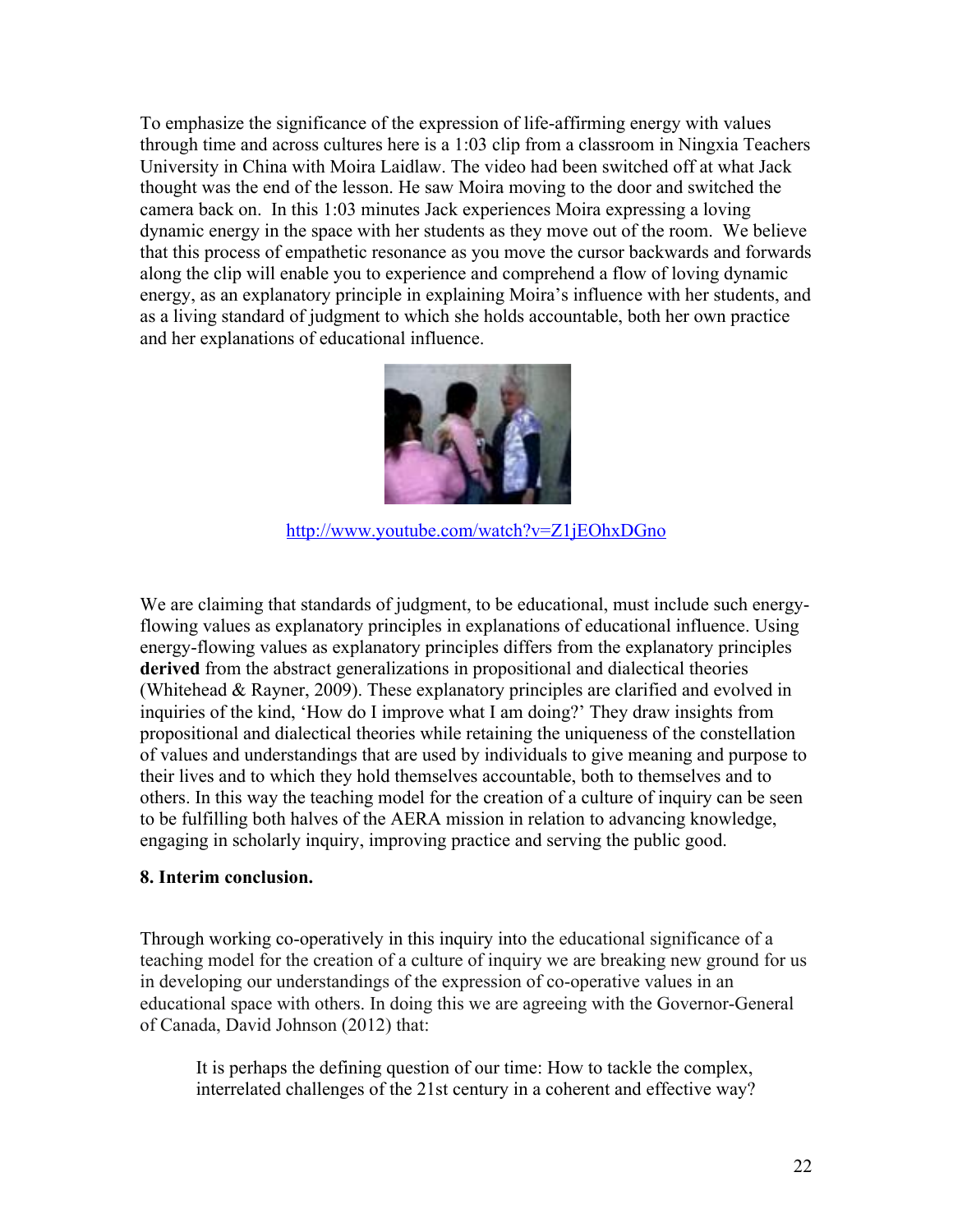To emphasize the significance of the expression of life-affirming energy with values through time and across cultures here is a 1:03 clip from a classroom in Ningxia Teachers University in China with Moira Laidlaw. The video had been switched off at what Jack thought was the end of the lesson. He saw Moira moving to the door and switched the camera back on. In this 1:03 minutes Jack experiences Moira expressing a loving dynamic energy in the space with her students as they move out of the room. We believe that this process of empathetic resonance as you move the cursor backwards and forwards along the clip will enable you to experience and comprehend a flow of loving dynamic energy, as an explanatory principle in explaining Moira's influence with her students, and as a living standard of judgment to which she holds accountable, both her own practice and her explanations of educational influence.

http://www.youtube.com/watch?v=Z1jEOhxDGno

We are claiming that standards of judgment, to be educational, must include such energy-flowing values as explanatory principles in explanations of educational influence. Using energy-flowing values as explanatory principles differs from the explanatory principles **derived** from the abstract generalizations in propositional and dialectical theories (Whitehead & Rayner, 2009). These explanatory principles are clarified and evolved in inquiries of the kind, 'How do I improve what I am doing?' They draw insights from propositional and dialectical theories while retaining the uniqueness of the constellation of values and understandings that are used by individuals to give meaning and purpose to their lives and to which they hold themselves accountable, both to themselves and to others. In this way the teaching model for the creation of a culture of inquiry can be seen to be fulfilling both halves of the AERA mission in relation to advancing knowledge, engaging in scholarly inquiry, improving practice and serving the public good.

**8. Interim conclusion.**

Through working co-operatively in this inquiry into the educational significance of a teaching model for the creation of a culture of inquiry we are breaking new ground for us in developing our understandings of the expression of co-operative values in an educational space with others. In doing this we are agreeing with the Governor-General of Canada, David Johnson (2012) that:

> It is perhaps the defining question of our time: How to tackle the complex, interrelated challenges of the 21st century in a coherent and effective way?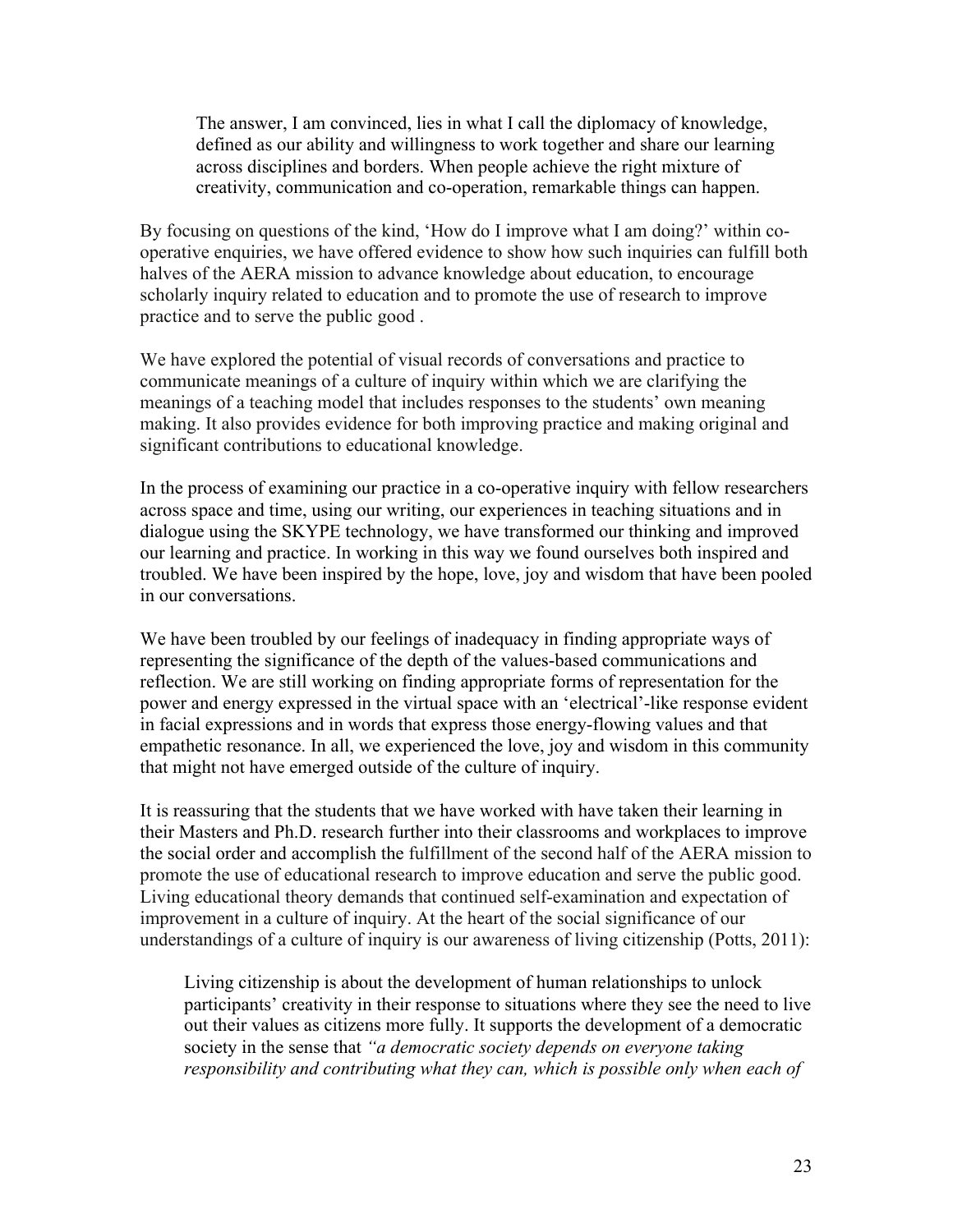> The answer, I am convinced, lies in what I call the diplomacy of knowledge, defined as our ability and willingness to work together and share our learning across disciplines and borders. When people achieve the right mixture of creativity, communication and co-operation, remarkable things can happen.

By focusing on questions of the kind, 'How do I improve what I am doing?' within co-operative enquiries, we have offered evidence to show how such inquiries can fulfill both halves of the AERA mission to advance knowledge about education, to encourage scholarly inquiry related to education and to promote the use of research to improve practice and to serve the public good .

We have explored the potential of visual records of conversations and practice to communicate meanings of a culture of inquiry within which we are clarifying the meanings of a teaching model that includes responses to the students' own meaning making. It also provides evidence for both improving practice and making original and significant contributions to educational knowledge.

In the process of examining our practice in a co-operative inquiry with fellow researchers across space and time, using our writing, our experiences in teaching situations and in dialogue using the SKYPE technology, we have transformed our thinking and improved our learning and practice. In working in this way we found ourselves both inspired and troubled. We have been inspired by the hope, love, joy and wisdom that have been pooled in our conversations.

We have been troubled by our feelings of inadequacy in finding appropriate ways of representing the significance of the depth of the values-based communications and reflection. We are still working on finding appropriate forms of representation for the power and energy expressed in the virtual space with an 'electrical'-like response evident in facial expressions and in words that express those energy-flowing values and that empathetic resonance. In all, we experienced the love, joy and wisdom in this community that might not have emerged outside of the culture of inquiry.

It is reassuring that the students that we have worked with have taken their learning in their Masters and Ph.D. research further into their classrooms and workplaces to improve the social order and accomplish the fulfillment of the second half of the AERA mission to promote the use of educational research to improve education and serve the public good. Living educational theory demands that continued self-examination and expectation of improvement in a culture of inquiry. At the heart of the social significance of our understandings of a culture of inquiry is our awareness of living citizenship (Potts, 2011):

> Living citizenship is about the development of human relationships to unlock participants' creativity in their response to situations where they see the need to live out their values as citizens more fully. It supports the development of a democratic society in the sense that *"a democratic society depends on everyone taking responsibility and contributing what they can, which is possible only when each of*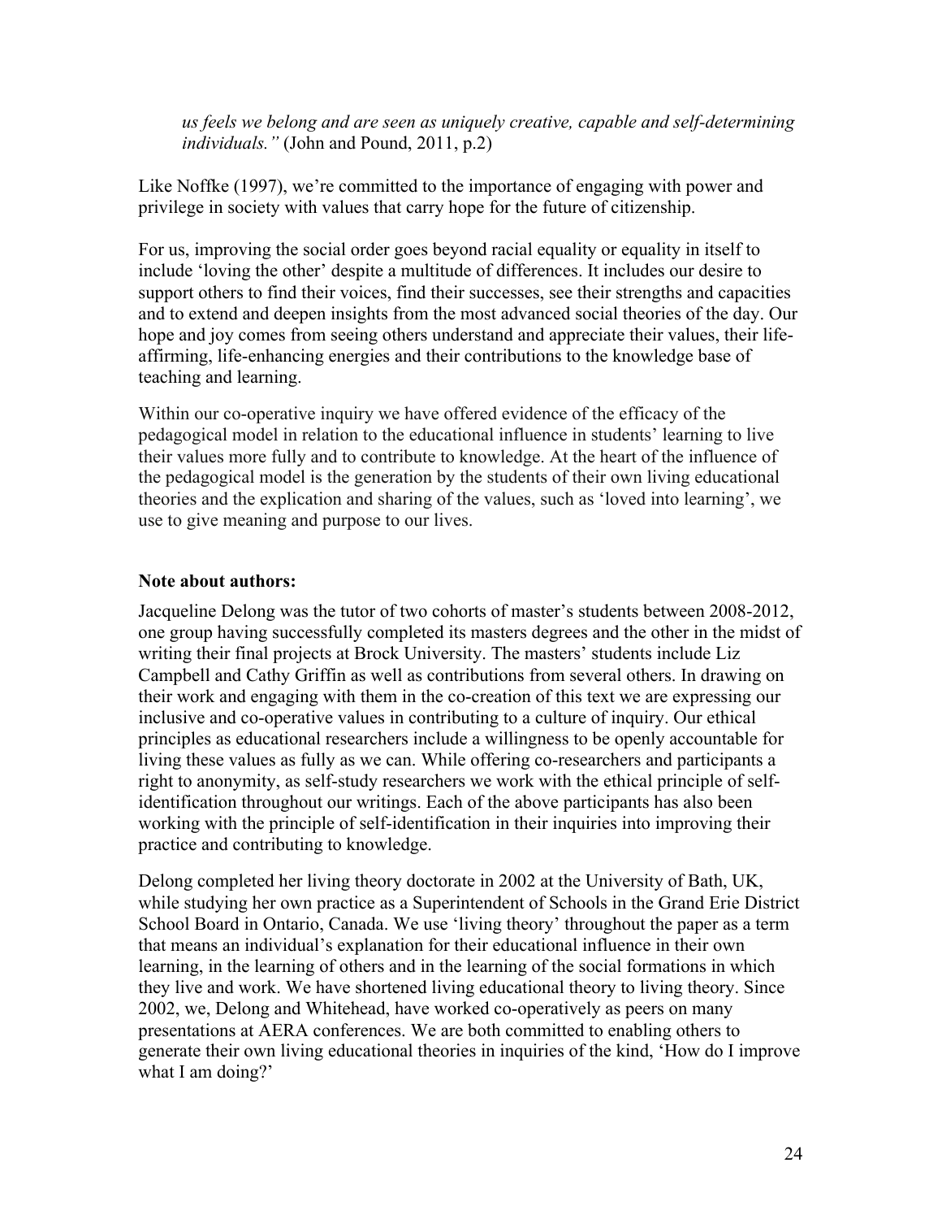*us feels we belong and are seen as uniquely creative, capable and self-determining individuals."* (John and Pound, 2011, p.2)

Like Noffke (1997), we're committed to the importance of engaging with power and privilege in society with values that carry hope for the future of citizenship.

For us, improving the social order goes beyond racial equality or equality in itself to include 'loving the other' despite a multitude of differences. It includes our desire to support others to find their voices, find their successes, see their strengths and capacities and to extend and deepen insights from the most advanced social theories of the day. Our hope and joy comes from seeing others understand and appreciate their values, their life-affirming, life-enhancing energies and their contributions to the knowledge base of teaching and learning.

Within our co-operative inquiry we have offered evidence of the efficacy of the pedagogical model in relation to the educational influence in students' learning to live their values more fully and to contribute to knowledge. At the heart of the influence of the pedagogical model is the generation by the students of their own living educational theories and the explication and sharing of the values, such as 'loved into learning', we use to give meaning and purpose to our lives.

**Note about authors:**

Jacqueline Delong was the tutor of two cohorts of master's students between 2008-2012, one group having successfully completed its masters degrees and the other in the midst of writing their final projects at Brock University. The masters' students include Liz Campbell and Cathy Griffin as well as contributions from several others. In drawing on their work and engaging with them in the co-creation of this text we are expressing our inclusive and co-operative values in contributing to a culture of inquiry. Our ethical principles as educational researchers include a willingness to be openly accountable for living these values as fully as we can. While offering co-researchers and participants a right to anonymity, as self-study researchers we work with the ethical principle of self-identification throughout our writings. Each of the above participants has also been working with the principle of self-identification in their inquiries into improving their practice and contributing to knowledge.

Delong completed her living theory doctorate in 2002 at the University of Bath, UK, while studying her own practice as a Superintendent of Schools in the Grand Erie District School Board in Ontario, Canada. We use 'living theory' throughout the paper as a term that means an individual's explanation for their educational influence in their own learning, in the learning of others and in the learning of the social formations in which they live and work. We have shortened living educational theory to living theory. Since 2002, we, Delong and Whitehead, have worked co-operatively as peers on many presentations at AERA conferences. We are both committed to enabling others to generate their own living educational theories in inquiries of the kind, 'How do I improve what I am doing?'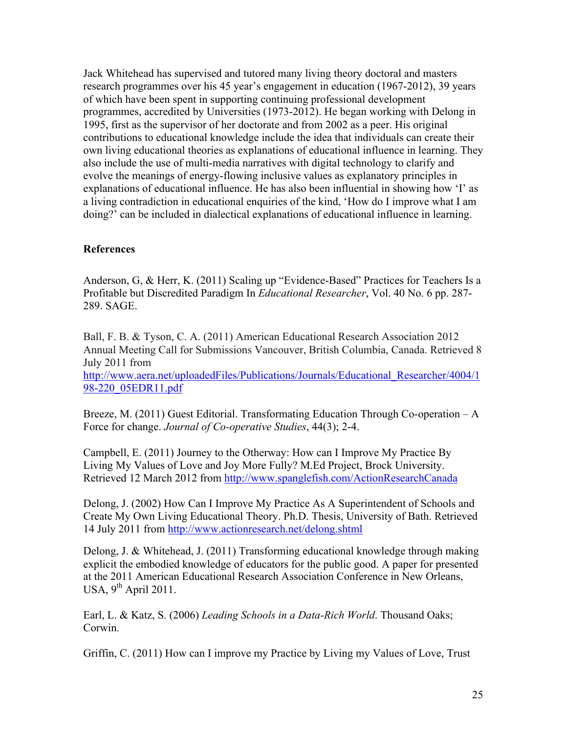Jack Whitehead has supervised and tutored many living theory doctoral and masters research programmes over his 45 year's engagement in education (1967-2012), 39 years of which have been spent in supporting continuing professional development programmes, accredited by Universities (1973-2012). He began working with Delong in 1995, first as the supervisor of her doctorate and from 2002 as a peer. His original contributions to educational knowledge include the idea that individuals can create their own living educational theories as explanations of educational influence in learning. They also include the use of multi-media narratives with digital technology to clarify and evolve the meanings of energy-flowing inclusive values as explanatory principles in explanations of educational influence. He has also been influential in showing how 'I' as a living contradiction in educational enquiries of the kind, 'How do I improve what I am doing?' can be included in dialectical explanations of educational influence in learning.

**References**

Anderson, G, & Herr, K. (2011) Scaling up "Evidence-Based" Practices for Teachers Is a Profitable but Discredited Paradigm In *Educational Researcher*, Vol. 40 No. 6 pp. 287-289. SAGE.

Ball, F. B. & Tyson, C. A. (2011) American Educational Research Association 2012 Annual Meeting Call for Submissions Vancouver, British Columbia, Canada. Retrieved 8 July 2011 from http://www.aera.net/uploadedFiles/Publications/Journals/Educational_Researcher/4004/198-220_05EDR11.pdf

Breeze, M. (2011) Guest Editorial. Transformating Education Through Co-operation – A Force for change. *Journal of Co-operative Studies*, 44(3); 2-4.

Campbell, E. (2011) Journey to the Otherway: How can I Improve My Practice By Living My Values of Love and Joy More Fully? M.Ed Project, Brock University. Retrieved 12 March 2012 from http://www.spanglefish.com/ActionResearchCanada

Delong, J. (2002) How Can I Improve My Practice As A Superintendent of Schools and Create My Own Living Educational Theory. Ph.D. Thesis, University of Bath. Retrieved 14 July 2011 from http://www.actionresearch.net/delong.shtml

Delong, J. & Whitehead, J. (2011) Transforming educational knowledge through making explicit the embodied knowledge of educators for the public good. A paper for presented at the 2011 American Educational Research Association Conference in New Orleans, USA, 9th April 2011.

Earl, L. & Katz, S. (2006) *Leading Schools in a Data-Rich World*. Thousand Oaks; Corwin.

Griffin, C. (2011) How can I improve my Practice by Living my Values of Love, Trust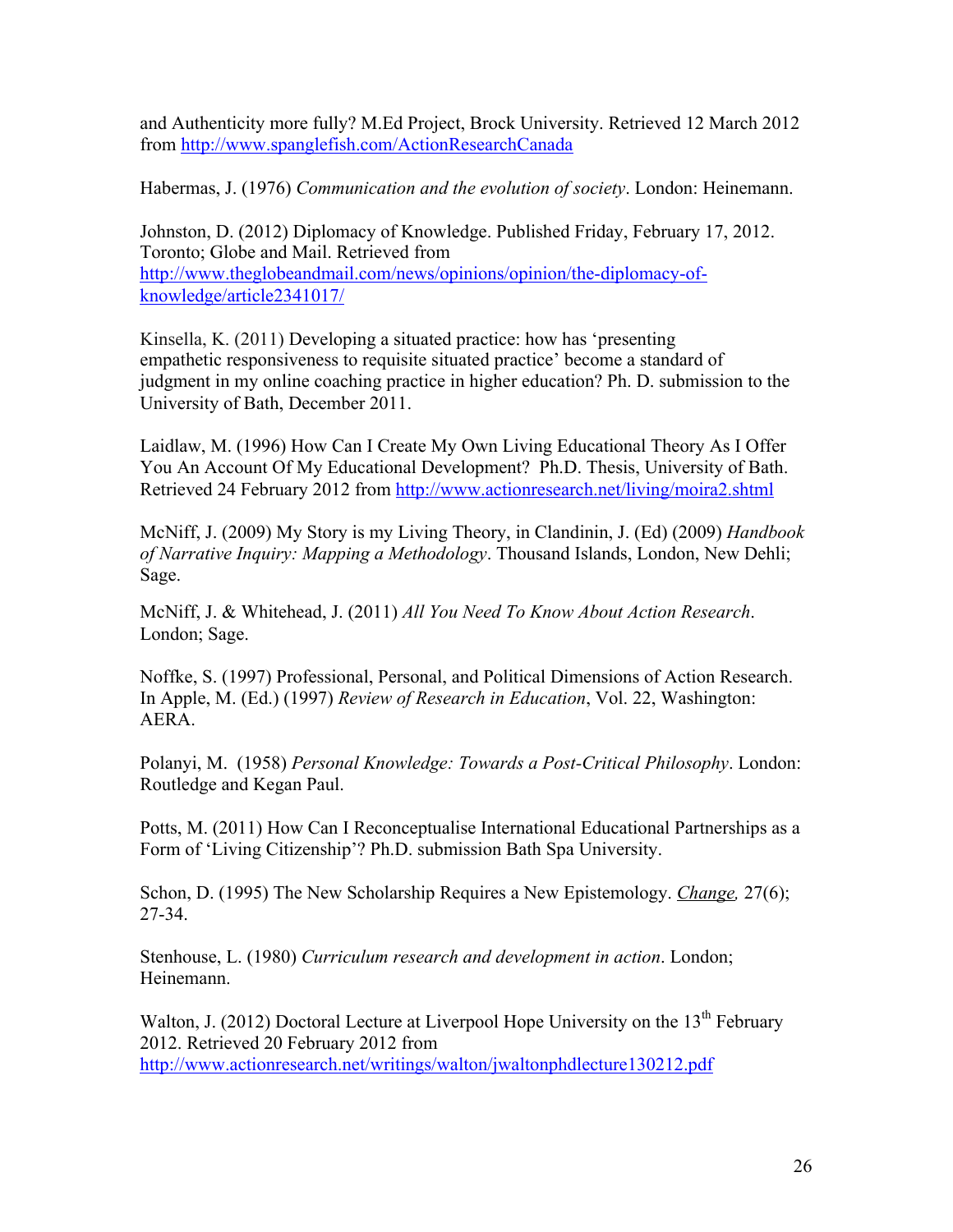and Authenticity more fully? M.Ed Project, Brock University. Retrieved 12 March 2012 from http://www.spanglefish.com/ActionResearchCanada

Habermas, J. (1976) *Communication and the evolution of society*. London: Heinemann.

Johnston, D. (2012) Diplomacy of Knowledge. Published Friday, February 17, 2012. Toronto; Globe and Mail. Retrieved from http://www.theglobeandmail.com/news/opinions/opinion/the-diplomacy-of-knowledge/article2341017/

Kinsella, K. (2011) Developing a situated practice: how has 'presenting empathetic responsiveness to requisite situated practice' become a standard of judgment in my online coaching practice in higher education? Ph. D. submission to the University of Bath, December 2011.

Laidlaw, M. (1996) How Can I Create My Own Living Educational Theory As I Offer You An Account Of My Educational Development? Ph.D. Thesis, University of Bath. Retrieved 24 February 2012 from http://www.actionresearch.net/living/moira2.shtml

McNiff, J. (2009) My Story is my Living Theory, in Clandinin, J. (Ed) (2009) *Handbook of Narrative Inquiry: Mapping a Methodology*. Thousand Islands, London, New Dehli; Sage.

McNiff, J. & Whitehead, J. (2011) *All You Need To Know About Action Research*. London; Sage.

Noffke, S. (1997) Professional, Personal, and Political Dimensions of Action Research. In Apple, M. (Ed.) (1997) *Review of Research in Education*, Vol. 22, Washington: AERA.

Polanyi, M. (1958) *Personal Knowledge: Towards a Post-Critical Philosophy*. London: Routledge and Kegan Paul.

Potts, M. (2011) How Can I Reconceptualise International Educational Partnerships as a Form of 'Living Citizenship'? Ph.D. submission Bath Spa University.

Schon, D. (1995) The New Scholarship Requires a New Epistemology. *Change,* 27(6); 27-34.

Stenhouse, L. (1980) *Curriculum research and development in action*. London; Heinemann.

Walton, J. (2012) Doctoral Lecture at Liverpool Hope University on the 13th February 2012. Retrieved 20 February 2012 from http://www.actionresearch.net/writings/walton/jwaltonphdlecture130212.pdf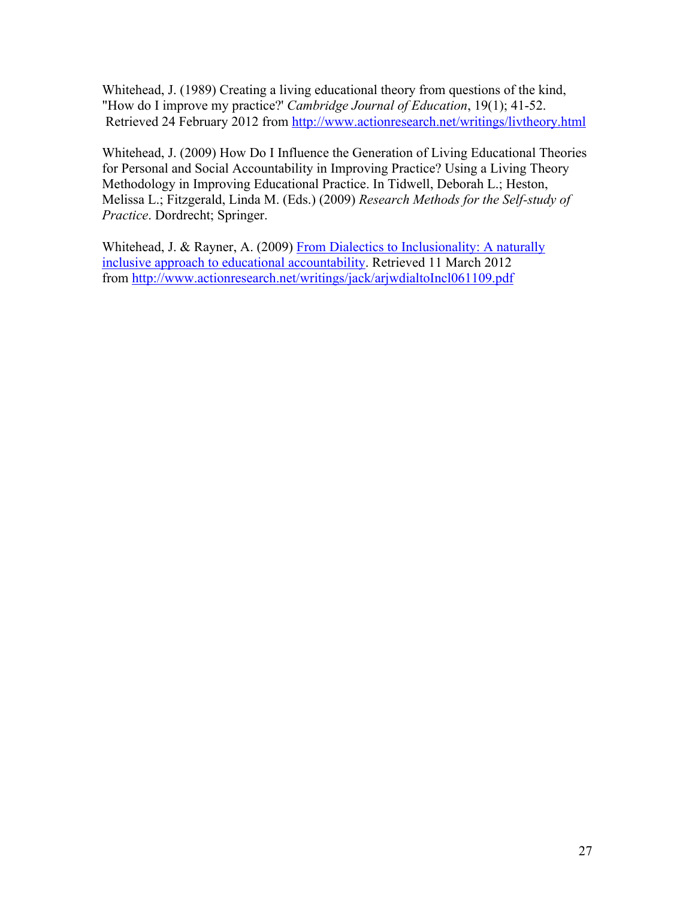Whitehead, J. (1989) Creating a living educational theory from questions of the kind, "How do I improve my practice?' *Cambridge Journal of Education*, 19(1); 41-52. Retrieved 24 February 2012 from http://www.actionresearch.net/writings/livtheory.html

Whitehead, J. (2009) How Do I Influence the Generation of Living Educational Theories for Personal and Social Accountability in Improving Practice? Using a Living Theory Methodology in Improving Educational Practice. In Tidwell, Deborah L.; Heston, Melissa L.; Fitzgerald, Linda M. (Eds.) (2009) *Research Methods for the Self-study of Practice*. Dordrecht; Springer.

Whitehead, J. & Rayner, A. (2009) [From Dialectics to Inclusionality: A naturally inclusive approach to educational accountability](http://www.actionresearch.net/writings/jack/arjwdialtoIncl061109.pdf). Retrieved 11 March 2012 from http://www.actionresearch.net/writings/jack/arjwdialtoIncl061109.pdf